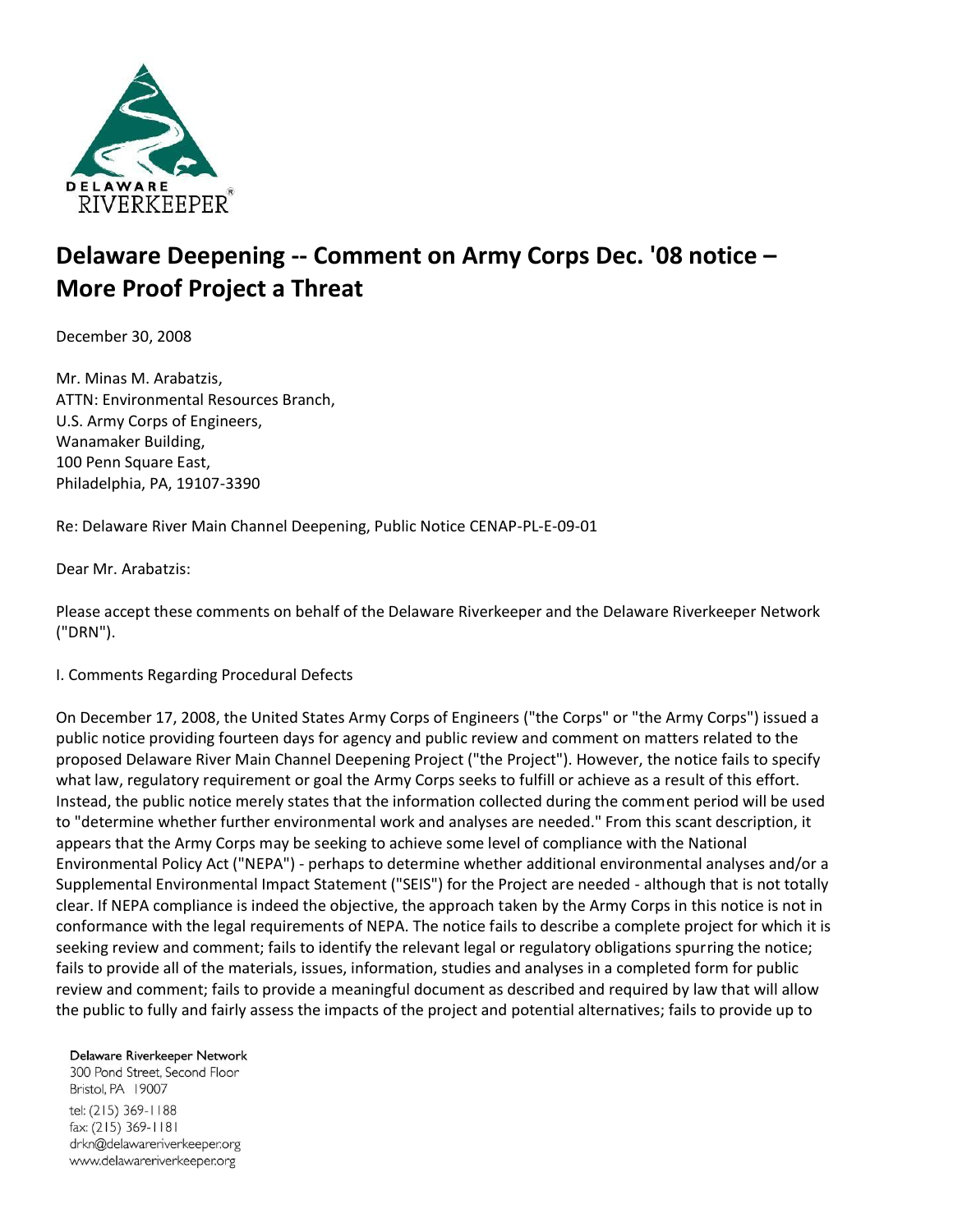DELAWARE RIVERKEEPER®

# Delaware Deepening -- Comment on Army Corps Dec. '08 notice – More Proof Project a Threat

December 30, 2008

Mr. Minas M. Arabatzis,
ATTN: Environmental Resources Branch,
U.S. Army Corps of Engineers,
Wanamaker Building,
100 Penn Square East,
Philadelphia, PA, 19107-3390

Re: Delaware River Main Channel Deepening, Public Notice CENAP-PL-E-09-01

Dear Mr. Arabatzis:

Please accept these comments on behalf of the Delaware Riverkeeper and the Delaware Riverkeeper Network ("DRN").

I. Comments Regarding Procedural Defects

On December 17, 2008, the United States Army Corps of Engineers ("the Corps" or "the Army Corps") issued a public notice providing fourteen days for agency and public review and comment on matters related to the proposed Delaware River Main Channel Deepening Project ("the Project"). However, the notice fails to specify what law, regulatory requirement or goal the Army Corps seeks to fulfill or achieve as a result of this effort. Instead, the public notice merely states that the information collected during the comment period will be used to "determine whether further environmental work and analyses are needed." From this scant description, it appears that the Army Corps may be seeking to achieve some level of compliance with the National Environmental Policy Act ("NEPA") - perhaps to determine whether additional environmental analyses and/or a Supplemental Environmental Impact Statement ("SEIS") for the Project are needed - although that is not totally clear. If NEPA compliance is indeed the objective, the approach taken by the Army Corps in this notice is not in conformance with the legal requirements of NEPA. The notice fails to describe a complete project for which it is seeking review and comment; fails to identify the relevant legal or regulatory obligations spurring the notice; fails to provide all of the materials, issues, information, studies and analyses in a completed form for public review and comment; fails to provide a meaningful document as described and required by law that will allow the public to fully and fairly assess the impacts of the project and potential alternatives; fails to provide up to

Delaware Riverkeeper Network
300 Pond Street, Second Floor
Bristol, PA 19007
tel: (215) 369-1188
fax: (215) 369-1181
drkn@delawareriverkeeper.org
www.delawareriverkeeper.org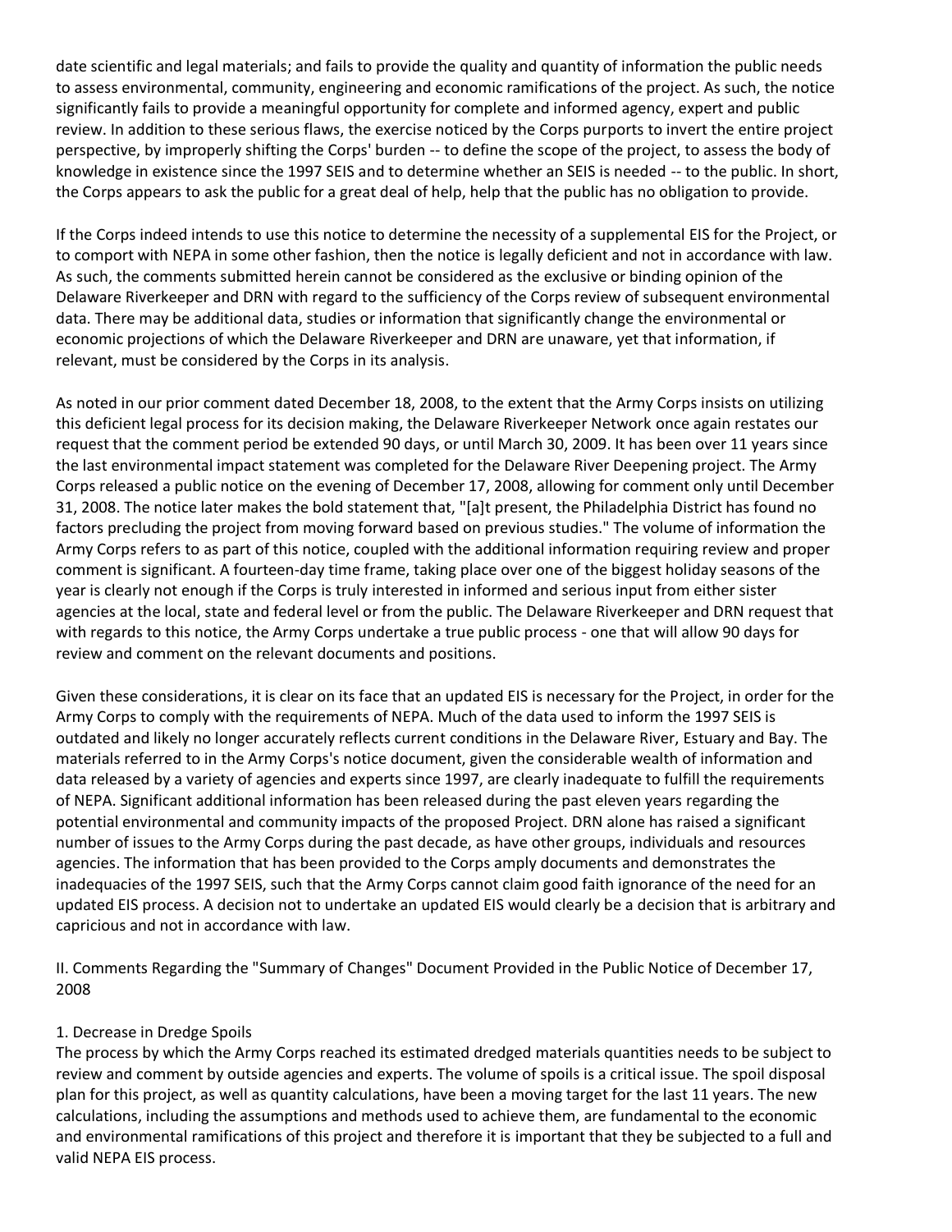date scientific and legal materials; and fails to provide the quality and quantity of information the public needs to assess environmental, community, engineering and economic ramifications of the project. As such, the notice significantly fails to provide a meaningful opportunity for complete and informed agency, expert and public review. In addition to these serious flaws, the exercise noticed by the Corps purports to invert the entire project perspective, by improperly shifting the Corps' burden -- to define the scope of the project, to assess the body of knowledge in existence since the 1997 SEIS and to determine whether an SEIS is needed -- to the public. In short, the Corps appears to ask the public for a great deal of help, help that the public has no obligation to provide.

If the Corps indeed intends to use this notice to determine the necessity of a supplemental EIS for the Project, or to comport with NEPA in some other fashion, then the notice is legally deficient and not in accordance with law. As such, the comments submitted herein cannot be considered as the exclusive or binding opinion of the Delaware Riverkeeper and DRN with regard to the sufficiency of the Corps review of subsequent environmental data. There may be additional data, studies or information that significantly change the environmental or economic projections of which the Delaware Riverkeeper and DRN are unaware, yet that information, if relevant, must be considered by the Corps in its analysis.

As noted in our prior comment dated December 18, 2008, to the extent that the Army Corps insists on utilizing this deficient legal process for its decision making, the Delaware Riverkeeper Network once again restates our request that the comment period be extended 90 days, or until March 30, 2009. It has been over 11 years since the last environmental impact statement was completed for the Delaware River Deepening project. The Army Corps released a public notice on the evening of December 17, 2008, allowing for comment only until December 31, 2008. The notice later makes the bold statement that, "[a]t present, the Philadelphia District has found no factors precluding the project from moving forward based on previous studies." The volume of information the Army Corps refers to as part of this notice, coupled with the additional information requiring review and proper comment is significant. A fourteen-day time frame, taking place over one of the biggest holiday seasons of the year is clearly not enough if the Corps is truly interested in informed and serious input from either sister agencies at the local, state and federal level or from the public. The Delaware Riverkeeper and DRN request that with regards to this notice, the Army Corps undertake a true public process - one that will allow 90 days for review and comment on the relevant documents and positions.

Given these considerations, it is clear on its face that an updated EIS is necessary for the Project, in order for the Army Corps to comply with the requirements of NEPA. Much of the data used to inform the 1997 SEIS is outdated and likely no longer accurately reflects current conditions in the Delaware River, Estuary and Bay. The materials referred to in the Army Corps's notice document, given the considerable wealth of information and data released by a variety of agencies and experts since 1997, are clearly inadequate to fulfill the requirements of NEPA. Significant additional information has been released during the past eleven years regarding the potential environmental and community impacts of the proposed Project. DRN alone has raised a significant number of issues to the Army Corps during the past decade, as have other groups, individuals and resources agencies. The information that has been provided to the Corps amply documents and demonstrates the inadequacies of the 1997 SEIS, such that the Army Corps cannot claim good faith ignorance of the need for an updated EIS process. A decision not to undertake an updated EIS would clearly be a decision that is arbitrary and capricious and not in accordance with law.

## II. Comments Regarding the "Summary of Changes" Document Provided in the Public Notice of December 17, 2008

### 1. Decrease in Dredge Spoils

The process by which the Army Corps reached its estimated dredged materials quantities needs to be subject to review and comment by outside agencies and experts. The volume of spoils is a critical issue. The spoil disposal plan for this project, as well as quantity calculations, have been a moving target for the last 11 years. The new calculations, including the assumptions and methods used to achieve them, are fundamental to the economic and environmental ramifications of this project and therefore it is important that they be subjected to a full and valid NEPA EIS process.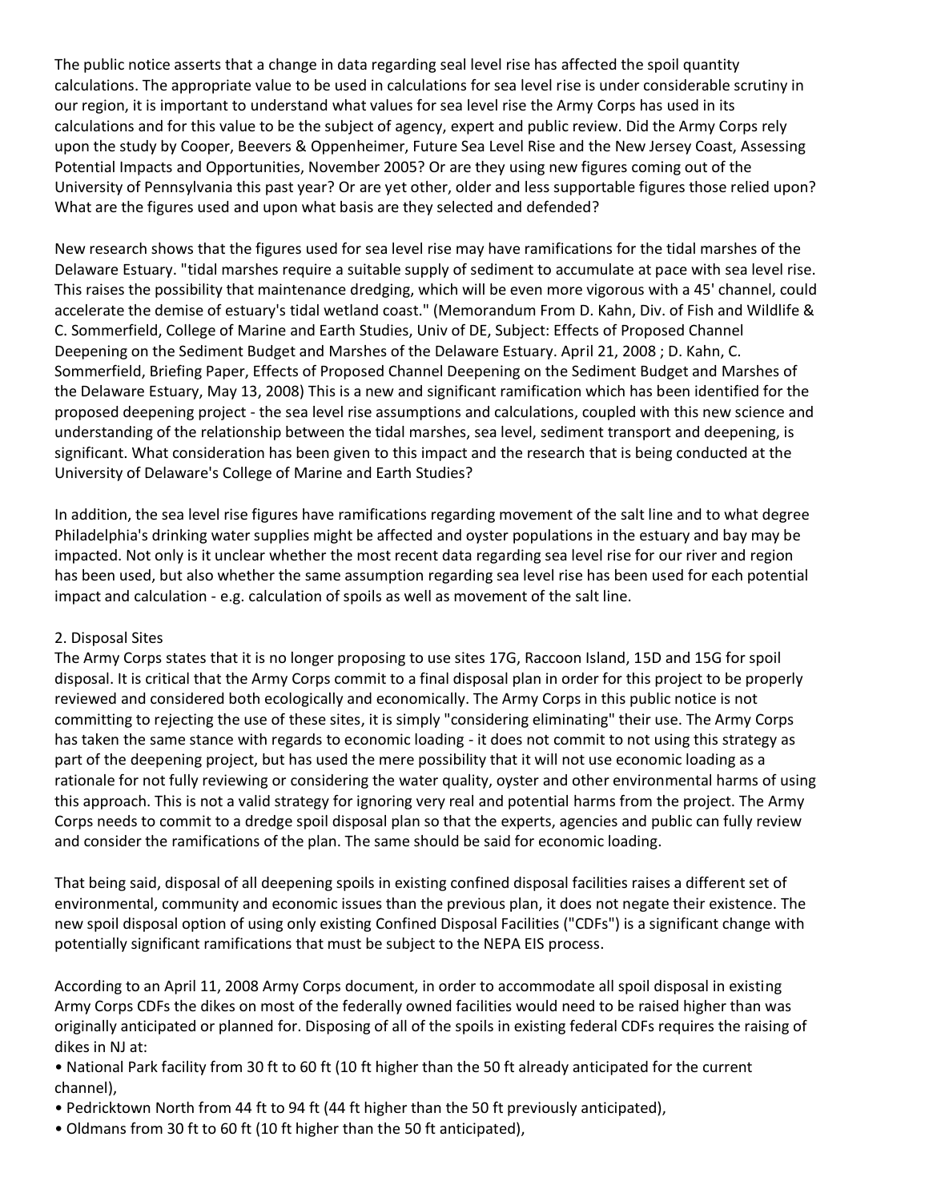The public notice asserts that a change in data regarding seal level rise has affected the spoil quantity calculations. The appropriate value to be used in calculations for sea level rise is under considerable scrutiny in our region, it is important to understand what values for sea level rise the Army Corps has used in its calculations and for this value to be the subject of agency, expert and public review. Did the Army Corps rely upon the study by Cooper, Beevers & Oppenheimer, Future Sea Level Rise and the New Jersey Coast, Assessing Potential Impacts and Opportunities, November 2005? Or are they using new figures coming out of the University of Pennsylvania this past year? Or are yet other, older and less supportable figures those relied upon? What are the figures used and upon what basis are they selected and defended?

New research shows that the figures used for sea level rise may have ramifications for the tidal marshes of the Delaware Estuary. "tidal marshes require a suitable supply of sediment to accumulate at pace with sea level rise. This raises the possibility that maintenance dredging, which will be even more vigorous with a 45' channel, could accelerate the demise of estuary's tidal wetland coast." (Memorandum From D. Kahn, Div. of Fish and Wildlife & C. Sommerfield, College of Marine and Earth Studies, Univ of DE, Subject: Effects of Proposed Channel Deepening on the Sediment Budget and Marshes of the Delaware Estuary. April 21, 2008 ; D. Kahn, C. Sommerfield, Briefing Paper, Effects of Proposed Channel Deepening on the Sediment Budget and Marshes of the Delaware Estuary, May 13, 2008) This is a new and significant ramification which has been identified for the proposed deepening project - the sea level rise assumptions and calculations, coupled with this new science and understanding of the relationship between the tidal marshes, sea level, sediment transport and deepening, is significant. What consideration has been given to this impact and the research that is being conducted at the University of Delaware's College of Marine and Earth Studies?

In addition, the sea level rise figures have ramifications regarding movement of the salt line and to what degree Philadelphia's drinking water supplies might be affected and oyster populations in the estuary and bay may be impacted. Not only is it unclear whether the most recent data regarding sea level rise for our river and region has been used, but also whether the same assumption regarding sea level rise has been used for each potential impact and calculation - e.g. calculation of spoils as well as movement of the salt line.

2. Disposal Sites

The Army Corps states that it is no longer proposing to use sites 17G, Raccoon Island, 15D and 15G for spoil disposal. It is critical that the Army Corps commit to a final disposal plan in order for this project to be properly reviewed and considered both ecologically and economically. The Army Corps in this public notice is not committing to rejecting the use of these sites, it is simply "considering eliminating" their use. The Army Corps has taken the same stance with regards to economic loading - it does not commit to not using this strategy as part of the deepening project, but has used the mere possibility that it will not use economic loading as a rationale for not fully reviewing or considering the water quality, oyster and other environmental harms of using this approach. This is not a valid strategy for ignoring very real and potential harms from the project. The Army Corps needs to commit to a dredge spoil disposal plan so that the experts, agencies and public can fully review and consider the ramifications of the plan. The same should be said for economic loading.

That being said, disposal of all deepening spoils in existing confined disposal facilities raises a different set of environmental, community and economic issues than the previous plan, it does not negate their existence. The new spoil disposal option of using only existing Confined Disposal Facilities ("CDFs") is a significant change with potentially significant ramifications that must be subject to the NEPA EIS process.

According to an April 11, 2008 Army Corps document, in order to accommodate all spoil disposal in existing Army Corps CDFs the dikes on most of the federally owned facilities would need to be raised higher than was originally anticipated or planned for. Disposing of all of the spoils in existing federal CDFs requires the raising of dikes in NJ at:

- National Park facility from 30 ft to 60 ft (10 ft higher than the 50 ft already anticipated for the current channel),
- Pedricktown North from 44 ft to 94 ft (44 ft higher than the 50 ft previously anticipated),
- Oldmans from 30 ft to 60 ft (10 ft higher than the 50 ft anticipated),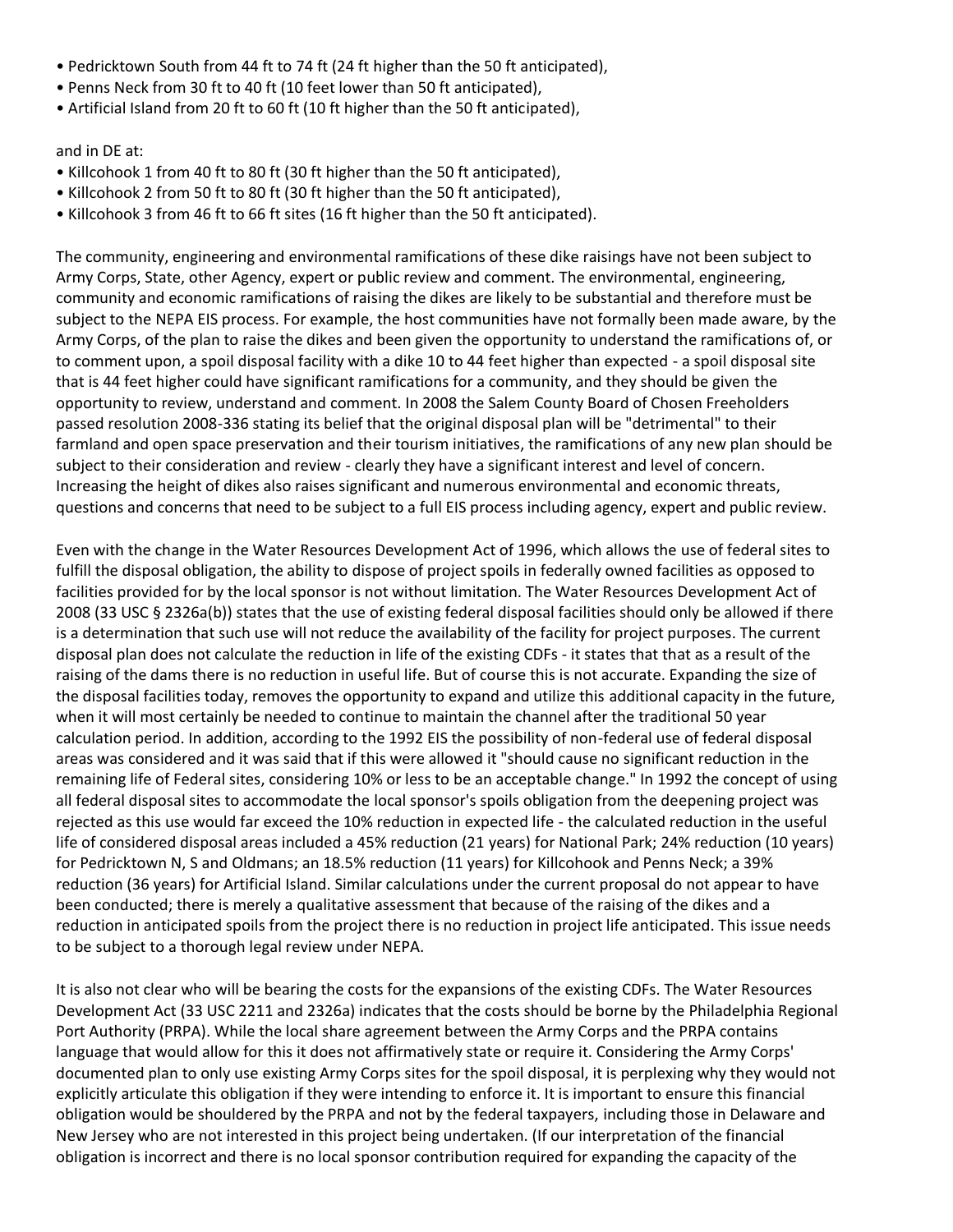- Pedricktown South from 44 ft to 74 ft (24 ft higher than the 50 ft anticipated),
- Penns Neck from 30 ft to 40 ft (10 feet lower than 50 ft anticipated),
- Artificial Island from 20 ft to 60 ft (10 ft higher than the 50 ft anticipated),

and in DE at:

- Killcohook 1 from 40 ft to 80 ft (30 ft higher than the 50 ft anticipated),
- Killcohook 2 from 50 ft to 80 ft (30 ft higher than the 50 ft anticipated),
- Killcohook 3 from 46 ft to 66 ft sites (16 ft higher than the 50 ft anticipated).

The community, engineering and environmental ramifications of these dike raisings have not been subject to Army Corps, State, other Agency, expert or public review and comment. The environmental, engineering, community and economic ramifications of raising the dikes are likely to be substantial and therefore must be subject to the NEPA EIS process. For example, the host communities have not formally been made aware, by the Army Corps, of the plan to raise the dikes and been given the opportunity to understand the ramifications of, or to comment upon, a spoil disposal facility with a dike 10 to 44 feet higher than expected - a spoil disposal site that is 44 feet higher could have significant ramifications for a community, and they should be given the opportunity to review, understand and comment. In 2008 the Salem County Board of Chosen Freeholders passed resolution 2008-336 stating its belief that the original disposal plan will be "detrimental" to their farmland and open space preservation and their tourism initiatives, the ramifications of any new plan should be subject to their consideration and review - clearly they have a significant interest and level of concern. Increasing the height of dikes also raises significant and numerous environmental and economic threats, questions and concerns that need to be subject to a full EIS process including agency, expert and public review.

Even with the change in the Water Resources Development Act of 1996, which allows the use of federal sites to fulfill the disposal obligation, the ability to dispose of project spoils in federally owned facilities as opposed to facilities provided for by the local sponsor is not without limitation. The Water Resources Development Act of 2008 (33 USC § 2326a(b)) states that the use of existing federal disposal facilities should only be allowed if there is a determination that such use will not reduce the availability of the facility for project purposes. The current disposal plan does not calculate the reduction in life of the existing CDFs - it states that that as a result of the raising of the dams there is no reduction in useful life. But of course this is not accurate. Expanding the size of the disposal facilities today, removes the opportunity to expand and utilize this additional capacity in the future, when it will most certainly be needed to continue to maintain the channel after the traditional 50 year calculation period. In addition, according to the 1992 EIS the possibility of non-federal use of federal disposal areas was considered and it was said that if this were allowed it "should cause no significant reduction in the remaining life of Federal sites, considering 10% or less to be an acceptable change." In 1992 the concept of using all federal disposal sites to accommodate the local sponsor's spoils obligation from the deepening project was rejected as this use would far exceed the 10% reduction in expected life - the calculated reduction in the useful life of considered disposal areas included a 45% reduction (21 years) for National Park; 24% reduction (10 years) for Pedricktown N, S and Oldmans; an 18.5% reduction (11 years) for Killcohook and Penns Neck; a 39% reduction (36 years) for Artificial Island. Similar calculations under the current proposal do not appear to have been conducted; there is merely a qualitative assessment that because of the raising of the dikes and a reduction in anticipated spoils from the project there is no reduction in project life anticipated. This issue needs to be subject to a thorough legal review under NEPA.

It is also not clear who will be bearing the costs for the expansions of the existing CDFs. The Water Resources Development Act (33 USC 2211 and 2326a) indicates that the costs should be borne by the Philadelphia Regional Port Authority (PRPA). While the local share agreement between the Army Corps and the PRPA contains language that would allow for this it does not affirmatively state or require it. Considering the Army Corps' documented plan to only use existing Army Corps sites for the spoil disposal, it is perplexing why they would not explicitly articulate this obligation if they were intending to enforce it. It is important to ensure this financial obligation would be shouldered by the PRPA and not by the federal taxpayers, including those in Delaware and New Jersey who are not interested in this project being undertaken. (If our interpretation of the financial obligation is incorrect and there is no local sponsor contribution required for expanding the capacity of the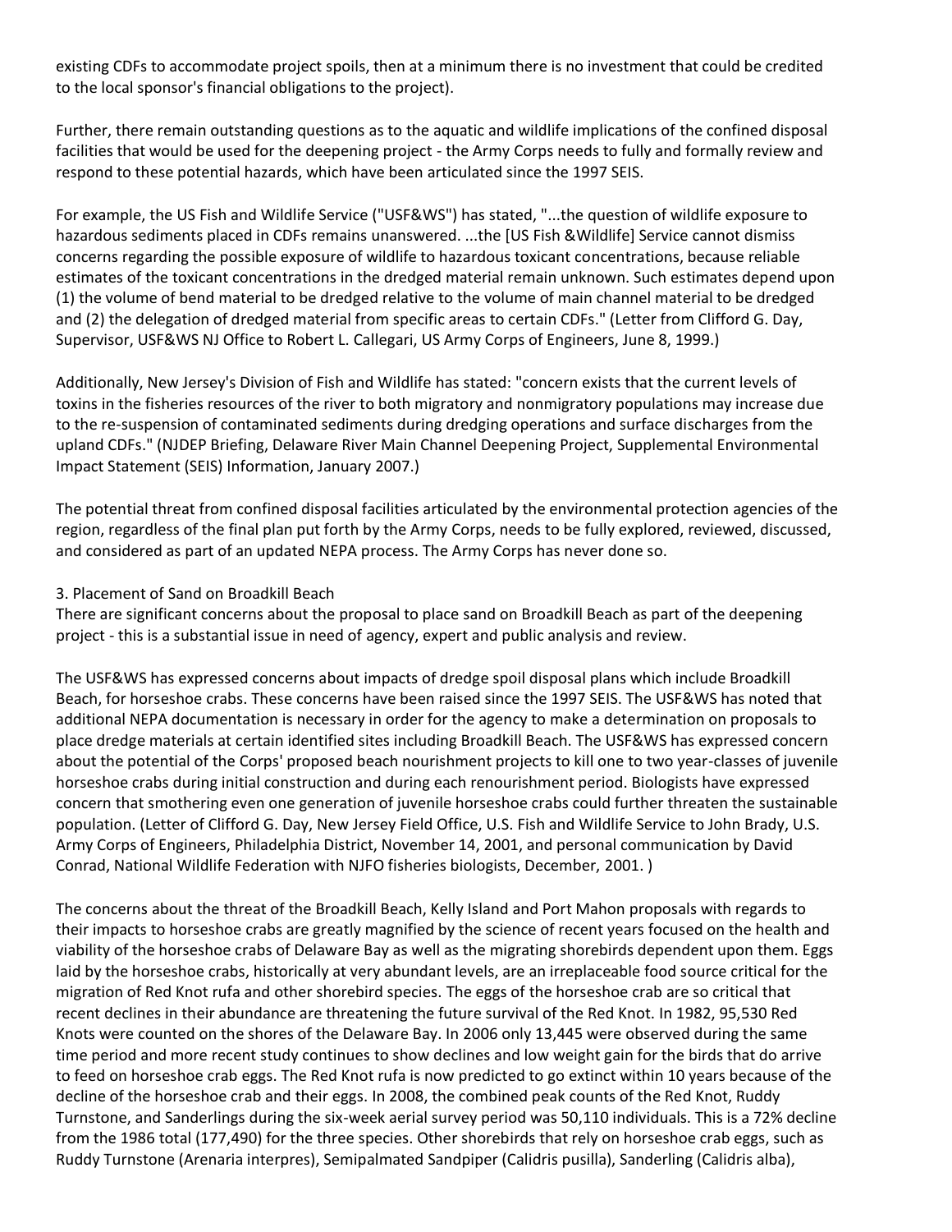existing CDFs to accommodate project spoils, then at a minimum there is no investment that could be credited to the local sponsor's financial obligations to the project).

Further, there remain outstanding questions as to the aquatic and wildlife implications of the confined disposal facilities that would be used for the deepening project - the Army Corps needs to fully and formally review and respond to these potential hazards, which have been articulated since the 1997 SEIS.

For example, the US Fish and Wildlife Service ("USF&WS") has stated, "...the question of wildlife exposure to hazardous sediments placed in CDFs remains unanswered. ...the [US Fish &Wildlife] Service cannot dismiss concerns regarding the possible exposure of wildlife to hazardous toxicant concentrations, because reliable estimates of the toxicant concentrations in the dredged material remain unknown. Such estimates depend upon (1) the volume of bend material to be dredged relative to the volume of main channel material to be dredged and (2) the delegation of dredged material from specific areas to certain CDFs." (Letter from Clifford G. Day, Supervisor, USF&WS NJ Office to Robert L. Callegari, US Army Corps of Engineers, June 8, 1999.)

Additionally, New Jersey's Division of Fish and Wildlife has stated: "concern exists that the current levels of toxins in the fisheries resources of the river to both migratory and nonmigratory populations may increase due to the re-suspension of contaminated sediments during dredging operations and surface discharges from the upland CDFs." (NJDEP Briefing, Delaware River Main Channel Deepening Project, Supplemental Environmental Impact Statement (SEIS) Information, January 2007.)

The potential threat from confined disposal facilities articulated by the environmental protection agencies of the region, regardless of the final plan put forth by the Army Corps, needs to be fully explored, reviewed, discussed, and considered as part of an updated NEPA process. The Army Corps has never done so.

3. Placement of Sand on Broadkill Beach

There are significant concerns about the proposal to place sand on Broadkill Beach as part of the deepening project - this is a substantial issue in need of agency, expert and public analysis and review.

The USF&WS has expressed concerns about impacts of dredge spoil disposal plans which include Broadkill Beach, for horseshoe crabs. These concerns have been raised since the 1997 SEIS. The USF&WS has noted that additional NEPA documentation is necessary in order for the agency to make a determination on proposals to place dredge materials at certain identified sites including Broadkill Beach. The USF&WS has expressed concern about the potential of the Corps' proposed beach nourishment projects to kill one to two year-classes of juvenile horseshoe crabs during initial construction and during each renourishment period. Biologists have expressed concern that smothering even one generation of juvenile horseshoe crabs could further threaten the sustainable population. (Letter of Clifford G. Day, New Jersey Field Office, U.S. Fish and Wildlife Service to John Brady, U.S. Army Corps of Engineers, Philadelphia District, November 14, 2001, and personal communication by David Conrad, National Wildlife Federation with NJFO fisheries biologists, December, 2001. )

The concerns about the threat of the Broadkill Beach, Kelly Island and Port Mahon proposals with regards to their impacts to horseshoe crabs are greatly magnified by the science of recent years focused on the health and viability of the horseshoe crabs of Delaware Bay as well as the migrating shorebirds dependent upon them. Eggs laid by the horseshoe crabs, historically at very abundant levels, are an irreplaceable food source critical for the migration of Red Knot rufa and other shorebird species. The eggs of the horseshoe crab are so critical that recent declines in their abundance are threatening the future survival of the Red Knot. In 1982, 95,530 Red Knots were counted on the shores of the Delaware Bay. In 2006 only 13,445 were observed during the same time period and more recent study continues to show declines and low weight gain for the birds that do arrive to feed on horseshoe crab eggs. The Red Knot rufa is now predicted to go extinct within 10 years because of the decline of the horseshoe crab and their eggs. In 2008, the combined peak counts of the Red Knot, Ruddy Turnstone, and Sanderlings during the six-week aerial survey period was 50,110 individuals. This is a 72% decline from the 1986 total (177,490) for the three species. Other shorebirds that rely on horseshoe crab eggs, such as Ruddy Turnstone (Arenaria interpres), Semipalmated Sandpiper (Calidris pusilla), Sanderling (Calidris alba),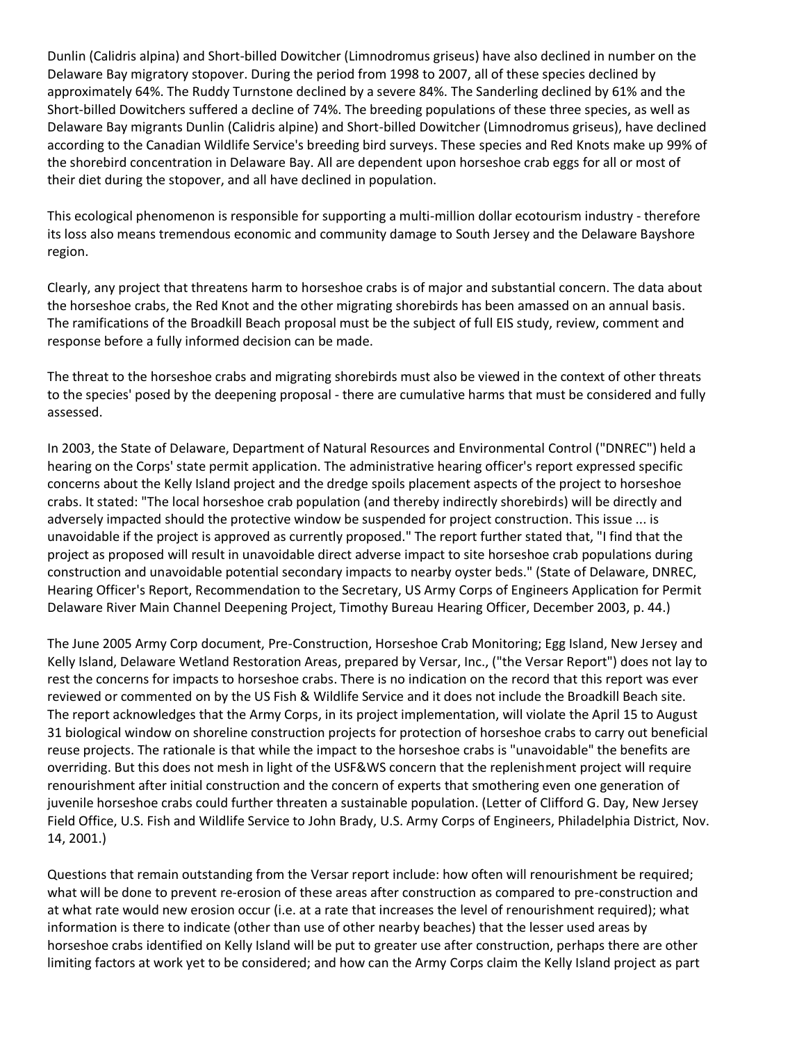Dunlin (Calidris alpina) and Short-billed Dowitcher (Limnodromus griseus) have also declined in number on the Delaware Bay migratory stopover. During the period from 1998 to 2007, all of these species declined by approximately 64%. The Ruddy Turnstone declined by a severe 84%. The Sanderling declined by 61% and the Short-billed Dowitchers suffered a decline of 74%. The breeding populations of these three species, as well as Delaware Bay migrants Dunlin (Calidris alpine) and Short-billed Dowitcher (Limnodromus griseus), have declined according to the Canadian Wildlife Service's breeding bird surveys. These species and Red Knots make up 99% of the shorebird concentration in Delaware Bay. All are dependent upon horseshoe crab eggs for all or most of their diet during the stopover, and all have declined in population.

This ecological phenomenon is responsible for supporting a multi-million dollar ecotourism industry - therefore its loss also means tremendous economic and community damage to South Jersey and the Delaware Bayshore region.

Clearly, any project that threatens harm to horseshoe crabs is of major and substantial concern. The data about the horseshoe crabs, the Red Knot and the other migrating shorebirds has been amassed on an annual basis. The ramifications of the Broadkill Beach proposal must be the subject of full EIS study, review, comment and response before a fully informed decision can be made.

The threat to the horseshoe crabs and migrating shorebirds must also be viewed in the context of other threats to the species' posed by the deepening proposal - there are cumulative harms that must be considered and fully assessed.

In 2003, the State of Delaware, Department of Natural Resources and Environmental Control ("DNREC") held a hearing on the Corps' state permit application. The administrative hearing officer's report expressed specific concerns about the Kelly Island project and the dredge spoils placement aspects of the project to horseshoe crabs. It stated: "The local horseshoe crab population (and thereby indirectly shorebirds) will be directly and adversely impacted should the protective window be suspended for project construction. This issue ... is unavoidable if the project is approved as currently proposed." The report further stated that, "I find that the project as proposed will result in unavoidable direct adverse impact to site horseshoe crab populations during construction and unavoidable potential secondary impacts to nearby oyster beds." (State of Delaware, DNREC, Hearing Officer's Report, Recommendation to the Secretary, US Army Corps of Engineers Application for Permit Delaware River Main Channel Deepening Project, Timothy Bureau Hearing Officer, December 2003, p. 44.)

The June 2005 Army Corp document, Pre-Construction, Horseshoe Crab Monitoring; Egg Island, New Jersey and Kelly Island, Delaware Wetland Restoration Areas, prepared by Versar, Inc., ("the Versar Report") does not lay to rest the concerns for impacts to horseshoe crabs. There is no indication on the record that this report was ever reviewed or commented on by the US Fish & Wildlife Service and it does not include the Broadkill Beach site. The report acknowledges that the Army Corps, in its project implementation, will violate the April 15 to August 31 biological window on shoreline construction projects for protection of horseshoe crabs to carry out beneficial reuse projects. The rationale is that while the impact to the horseshoe crabs is "unavoidable" the benefits are overriding. But this does not mesh in light of the USF&WS concern that the replenishment project will require renourishment after initial construction and the concern of experts that smothering even one generation of juvenile horseshoe crabs could further threaten a sustainable population. (Letter of Clifford G. Day, New Jersey Field Office, U.S. Fish and Wildlife Service to John Brady, U.S. Army Corps of Engineers, Philadelphia District, Nov. 14, 2001.)

Questions that remain outstanding from the Versar report include: how often will renourishment be required; what will be done to prevent re-erosion of these areas after construction as compared to pre-construction and at what rate would new erosion occur (i.e. at a rate that increases the level of renourishment required); what information is there to indicate (other than use of other nearby beaches) that the lesser used areas by horseshoe crabs identified on Kelly Island will be put to greater use after construction, perhaps there are other limiting factors at work yet to be considered; and how can the Army Corps claim the Kelly Island project as part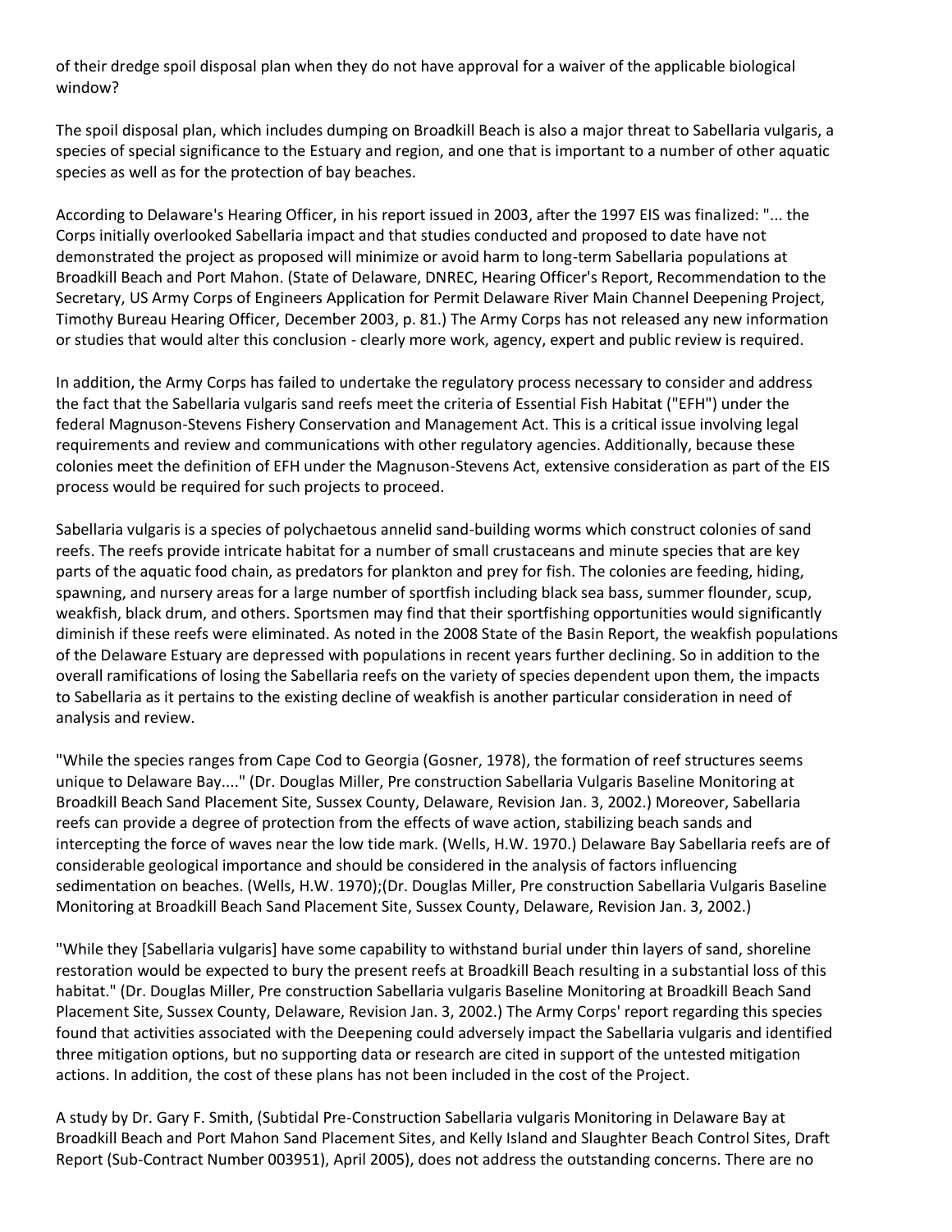of their dredge spoil disposal plan when they do not have approval for a waiver of the applicable biological window?

The spoil disposal plan, which includes dumping on Broadkill Beach is also a major threat to Sabellaria vulgaris, a species of special significance to the Estuary and region, and one that is important to a number of other aquatic species as well as for the protection of bay beaches.

According to Delaware's Hearing Officer, in his report issued in 2003, after the 1997 EIS was finalized: "... the Corps initially overlooked Sabellaria impact and that studies conducted and proposed to date have not demonstrated the project as proposed will minimize or avoid harm to long-term Sabellaria populations at Broadkill Beach and Port Mahon. (State of Delaware, DNREC, Hearing Officer's Report, Recommendation to the Secretary, US Army Corps of Engineers Application for Permit Delaware River Main Channel Deepening Project, Timothy Bureau Hearing Officer, December 2003, p. 81.) The Army Corps has not released any new information or studies that would alter this conclusion - clearly more work, agency, expert and public review is required.

In addition, the Army Corps has failed to undertake the regulatory process necessary to consider and address the fact that the Sabellaria vulgaris sand reefs meet the criteria of Essential Fish Habitat ("EFH") under the federal Magnuson-Stevens Fishery Conservation and Management Act. This is a critical issue involving legal requirements and review and communications with other regulatory agencies. Additionally, because these colonies meet the definition of EFH under the Magnuson-Stevens Act, extensive consideration as part of the EIS process would be required for such projects to proceed.

Sabellaria vulgaris is a species of polychaetous annelid sand-building worms which construct colonies of sand reefs. The reefs provide intricate habitat for a number of small crustaceans and minute species that are key parts of the aquatic food chain, as predators for plankton and prey for fish. The colonies are feeding, hiding, spawning, and nursery areas for a large number of sportfish including black sea bass, summer flounder, scup, weakfish, black drum, and others. Sportsmen may find that their sportfishing opportunities would significantly diminish if these reefs were eliminated. As noted in the 2008 State of the Basin Report, the weakfish populations of the Delaware Estuary are depressed with populations in recent years further declining. So in addition to the overall ramifications of losing the Sabellaria reefs on the variety of species dependent upon them, the impacts to Sabellaria as it pertains to the existing decline of weakfish is another particular consideration in need of analysis and review.

"While the species ranges from Cape Cod to Georgia (Gosner, 1978), the formation of reef structures seems unique to Delaware Bay...." (Dr. Douglas Miller, Pre construction Sabellaria Vulgaris Baseline Monitoring at Broadkill Beach Sand Placement Site, Sussex County, Delaware, Revision Jan. 3, 2002.) Moreover, Sabellaria reefs can provide a degree of protection from the effects of wave action, stabilizing beach sands and intercepting the force of waves near the low tide mark. (Wells, H.W. 1970.) Delaware Bay Sabellaria reefs are of considerable geological importance and should be considered in the analysis of factors influencing sedimentation on beaches. (Wells, H.W. 1970);(Dr. Douglas Miller, Pre construction Sabellaria Vulgaris Baseline Monitoring at Broadkill Beach Sand Placement Site, Sussex County, Delaware, Revision Jan. 3, 2002.)

"While they [Sabellaria vulgaris] have some capability to withstand burial under thin layers of sand, shoreline restoration would be expected to bury the present reefs at Broadkill Beach resulting in a substantial loss of this habitat." (Dr. Douglas Miller, Pre construction Sabellaria vulgaris Baseline Monitoring at Broadkill Beach Sand Placement Site, Sussex County, Delaware, Revision Jan. 3, 2002.) The Army Corps' report regarding this species found that activities associated with the Deepening could adversely impact the Sabellaria vulgaris and identified three mitigation options, but no supporting data or research are cited in support of the untested mitigation actions. In addition, the cost of these plans has not been included in the cost of the Project.

A study by Dr. Gary F. Smith, (Subtidal Pre-Construction Sabellaria vulgaris Monitoring in Delaware Bay at Broadkill Beach and Port Mahon Sand Placement Sites, and Kelly Island and Slaughter Beach Control Sites, Draft Report (Sub-Contract Number 003951), April 2005), does not address the outstanding concerns. There are no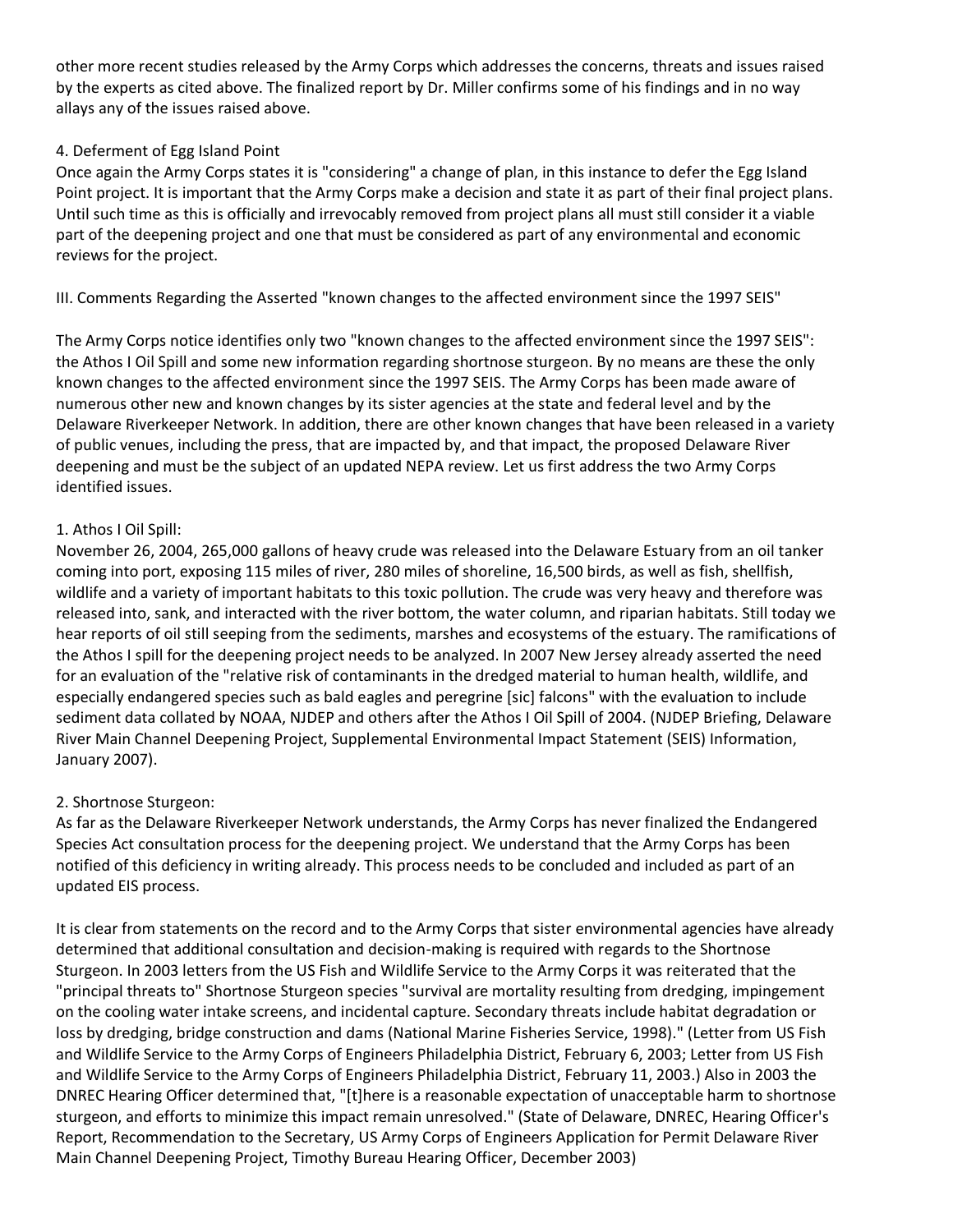other more recent studies released by the Army Corps which addresses the concerns, threats and issues raised by the experts as cited above. The finalized report by Dr. Miller confirms some of his findings and in no way allays any of the issues raised above.

4. Deferment of Egg Island Point

Once again the Army Corps states it is "considering" a change of plan, in this instance to defer the Egg Island Point project. It is important that the Army Corps make a decision and state it as part of their final project plans. Until such time as this is officially and irrevocably removed from project plans all must still consider it a viable part of the deepening project and one that must be considered as part of any environmental and economic reviews for the project.

III. Comments Regarding the Asserted "known changes to the affected environment since the 1997 SEIS"

The Army Corps notice identifies only two "known changes to the affected environment since the 1997 SEIS": the Athos I Oil Spill and some new information regarding shortnose sturgeon. By no means are these the only known changes to the affected environment since the 1997 SEIS. The Army Corps has been made aware of numerous other new and known changes by its sister agencies at the state and federal level and by the Delaware Riverkeeper Network. In addition, there are other known changes that have been released in a variety of public venues, including the press, that are impacted by, and that impact, the proposed Delaware River deepening and must be the subject of an updated NEPA review. Let us first address the two Army Corps identified issues.

1. Athos I Oil Spill:

November 26, 2004, 265,000 gallons of heavy crude was released into the Delaware Estuary from an oil tanker coming into port, exposing 115 miles of river, 280 miles of shoreline, 16,500 birds, as well as fish, shellfish, wildlife and a variety of important habitats to this toxic pollution. The crude was very heavy and therefore was released into, sank, and interacted with the river bottom, the water column, and riparian habitats. Still today we hear reports of oil still seeping from the sediments, marshes and ecosystems of the estuary. The ramifications of the Athos I spill for the deepening project needs to be analyzed. In 2007 New Jersey already asserted the need for an evaluation of the "relative risk of contaminants in the dredged material to human health, wildlife, and especially endangered species such as bald eagles and peregrine [sic] falcons" with the evaluation to include sediment data collated by NOAA, NJDEP and others after the Athos I Oil Spill of 2004. (NJDEP Briefing, Delaware River Main Channel Deepening Project, Supplemental Environmental Impact Statement (SEIS) Information, January 2007).

2. Shortnose Sturgeon:

As far as the Delaware Riverkeeper Network understands, the Army Corps has never finalized the Endangered Species Act consultation process for the deepening project. We understand that the Army Corps has been notified of this deficiency in writing already. This process needs to be concluded and included as part of an updated EIS process.

It is clear from statements on the record and to the Army Corps that sister environmental agencies have already determined that additional consultation and decision-making is required with regards to the Shortnose Sturgeon. In 2003 letters from the US Fish and Wildlife Service to the Army Corps it was reiterated that the "principal threats to" Shortnose Sturgeon species "survival are mortality resulting from dredging, impingement on the cooling water intake screens, and incidental capture. Secondary threats include habitat degradation or loss by dredging, bridge construction and dams (National Marine Fisheries Service, 1998)." (Letter from US Fish and Wildlife Service to the Army Corps of Engineers Philadelphia District, February 6, 2003; Letter from US Fish and Wildlife Service to the Army Corps of Engineers Philadelphia District, February 11, 2003.) Also in 2003 the DNREC Hearing Officer determined that, "[t]here is a reasonable expectation of unacceptable harm to shortnose sturgeon, and efforts to minimize this impact remain unresolved." (State of Delaware, DNREC, Hearing Officer's Report, Recommendation to the Secretary, US Army Corps of Engineers Application for Permit Delaware River Main Channel Deepening Project, Timothy Bureau Hearing Officer, December 2003)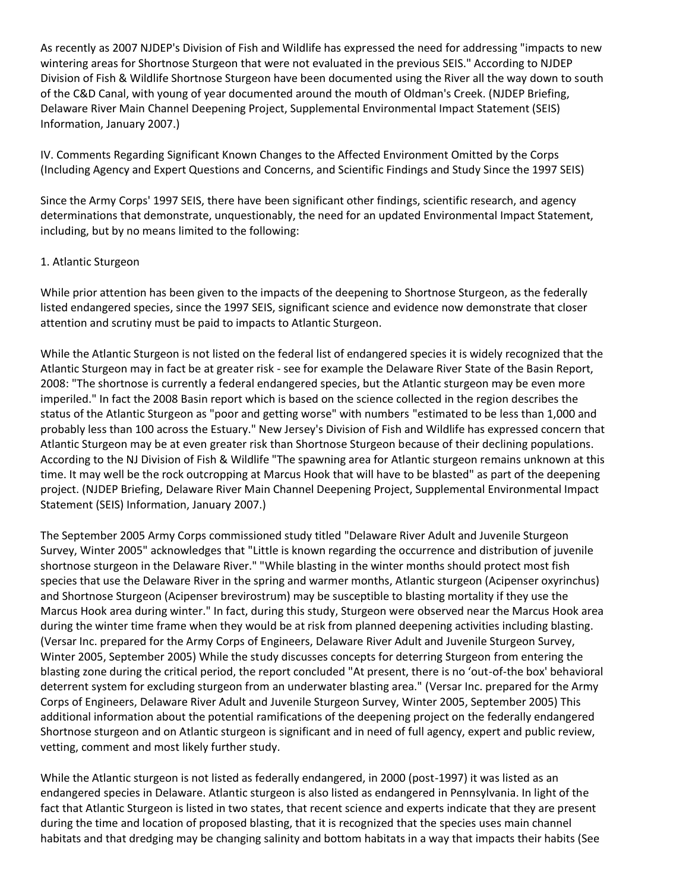As recently as 2007 NJDEP's Division of Fish and Wildlife has expressed the need for addressing "impacts to new wintering areas for Shortnose Sturgeon that were not evaluated in the previous SEIS." According to NJDEP Division of Fish & Wildlife Shortnose Sturgeon have been documented using the River all the way down to south of the C&D Canal, with young of year documented around the mouth of Oldman's Creek. (NJDEP Briefing, Delaware River Main Channel Deepening Project, Supplemental Environmental Impact Statement (SEIS) Information, January 2007.)

## IV. Comments Regarding Significant Known Changes to the Affected Environment Omitted by the Corps (Including Agency and Expert Questions and Concerns, and Scientific Findings and Study Since the 1997 SEIS)

Since the Army Corps' 1997 SEIS, there have been significant other findings, scientific research, and agency determinations that demonstrate, unquestionably, the need for an updated Environmental Impact Statement, including, but by no means limited to the following:

### 1. Atlantic Sturgeon

While prior attention has been given to the impacts of the deepening to Shortnose Sturgeon, as the federally listed endangered species, since the 1997 SEIS, significant science and evidence now demonstrate that closer attention and scrutiny must be paid to impacts to Atlantic Sturgeon.

While the Atlantic Sturgeon is not listed on the federal list of endangered species it is widely recognized that the Atlantic Sturgeon may in fact be at greater risk - see for example the Delaware River State of the Basin Report, 2008: "The shortnose is currently a federal endangered species, but the Atlantic sturgeon may be even more imperiled." In fact the 2008 Basin report which is based on the science collected in the region describes the status of the Atlantic Sturgeon as "poor and getting worse" with numbers "estimated to be less than 1,000 and probably less than 100 across the Estuary." New Jersey's Division of Fish and Wildlife has expressed concern that Atlantic Sturgeon may be at even greater risk than Shortnose Sturgeon because of their declining populations. According to the NJ Division of Fish & Wildlife "The spawning area for Atlantic sturgeon remains unknown at this time. It may well be the rock outcropping at Marcus Hook that will have to be blasted" as part of the deepening project. (NJDEP Briefing, Delaware River Main Channel Deepening Project, Supplemental Environmental Impact Statement (SEIS) Information, January 2007.)

The September 2005 Army Corps commissioned study titled "Delaware River Adult and Juvenile Sturgeon Survey, Winter 2005" acknowledges that "Little is known regarding the occurrence and distribution of juvenile shortnose sturgeon in the Delaware River." "While blasting in the winter months should protect most fish species that use the Delaware River in the spring and warmer months, Atlantic sturgeon (Acipenser oxyrinchus) and Shortnose Sturgeon (Acipenser brevirostrum) may be susceptible to blasting mortality if they use the Marcus Hook area during winter." In fact, during this study, Sturgeon were observed near the Marcus Hook area during the winter time frame when they would be at risk from planned deepening activities including blasting. (Versar Inc. prepared for the Army Corps of Engineers, Delaware River Adult and Juvenile Sturgeon Survey, Winter 2005, September 2005) While the study discusses concepts for deterring Sturgeon from entering the blasting zone during the critical period, the report concluded "At present, there is no 'out-of-the box' behavioral deterrent system for excluding sturgeon from an underwater blasting area." (Versar Inc. prepared for the Army Corps of Engineers, Delaware River Adult and Juvenile Sturgeon Survey, Winter 2005, September 2005) This additional information about the potential ramifications of the deepening project on the federally endangered Shortnose sturgeon and on Atlantic sturgeon is significant and in need of full agency, expert and public review, vetting, comment and most likely further study.

While the Atlantic sturgeon is not listed as federally endangered, in 2000 (post-1997) it was listed as an endangered species in Delaware. Atlantic sturgeon is also listed as endangered in Pennsylvania. In light of the fact that Atlantic Sturgeon is listed in two states, that recent science and experts indicate that they are present during the time and location of proposed blasting, that it is recognized that the species uses main channel habitats and that dredging may be changing salinity and bottom habitats in a way that impacts their habits (See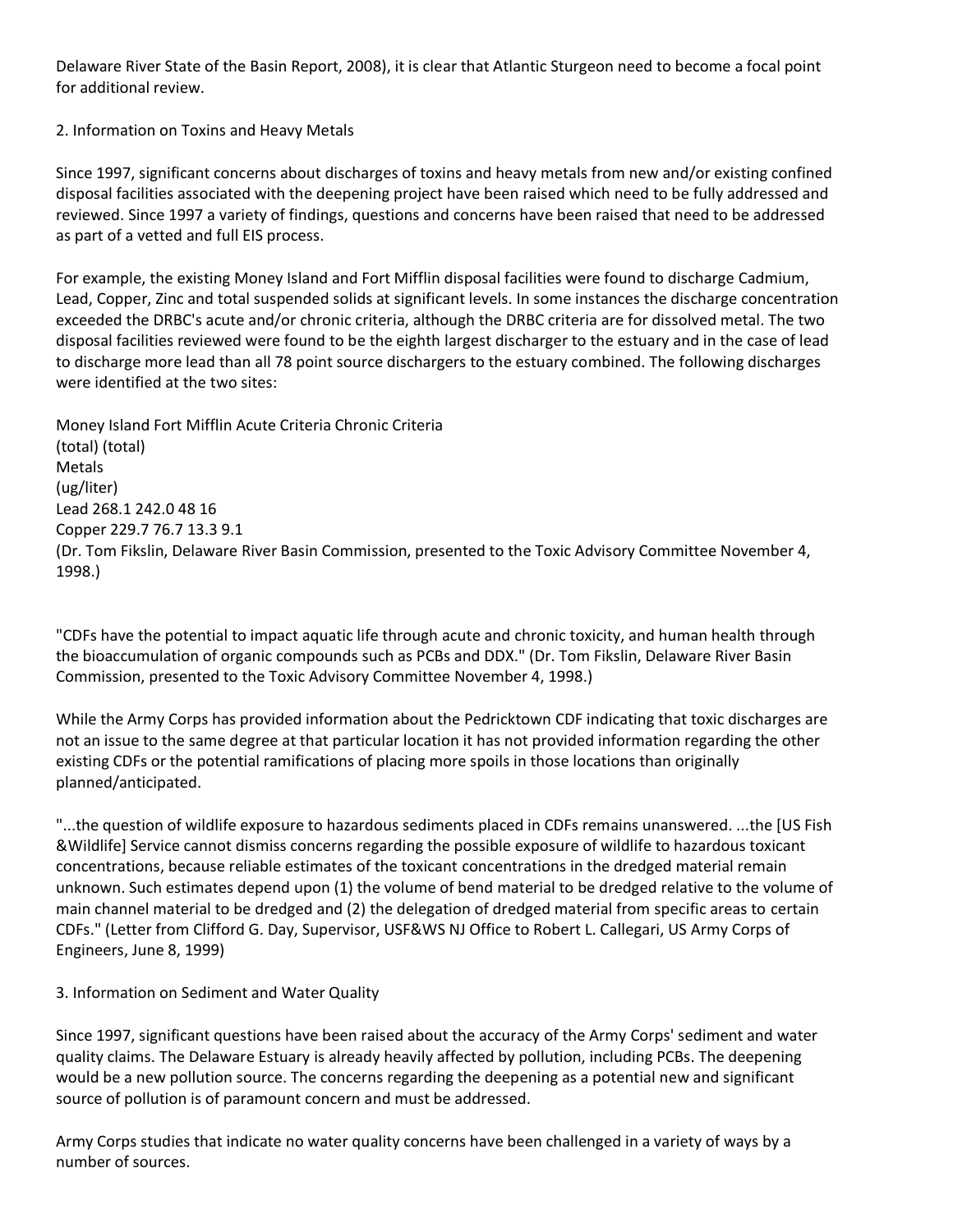Delaware River State of the Basin Report, 2008), it is clear that Atlantic Sturgeon need to become a focal point for additional review.

2. Information on Toxins and Heavy Metals

Since 1997, significant concerns about discharges of toxins and heavy metals from new and/or existing confined disposal facilities associated with the deepening project have been raised which need to be fully addressed and reviewed. Since 1997 a variety of findings, questions and concerns have been raised that need to be addressed as part of a vetted and full EIS process.

For example, the existing Money Island and Fort Mifflin disposal facilities were found to discharge Cadmium, Lead, Copper, Zinc and total suspended solids at significant levels. In some instances the discharge concentration exceeded the DRBC's acute and/or chronic criteria, although the DRBC criteria are for dissolved metal. The two disposal facilities reviewed were found to be the eighth largest discharger to the estuary and in the case of lead to discharge more lead than all 78 point source dischargers to the estuary combined. The following discharges were identified at the two sites:

| Metals (ug/liter) | Money Island (total) | Fort Mifflin (total) | Acute Criteria | Chronic Criteria |
|---|---|---|---|---|
| Lead | 268.1 | 242.0 | 48 | 16 |
| Copper | 229.7 | 76.7 | 13.3 | 9.1 |

(Dr. Tom Fikslin, Delaware River Basin Commission, presented to the Toxic Advisory Committee November 4, 1998.)

"CDFs have the potential to impact aquatic life through acute and chronic toxicity, and human health through the bioaccumulation of organic compounds such as PCBs and DDX." (Dr. Tom Fikslin, Delaware River Basin Commission, presented to the Toxic Advisory Committee November 4, 1998.)

While the Army Corps has provided information about the Pedricktown CDF indicating that toxic discharges are not an issue to the same degree at that particular location it has not provided information regarding the other existing CDFs or the potential ramifications of placing more spoils in those locations than originally planned/anticipated.

"...the question of wildlife exposure to hazardous sediments placed in CDFs remains unanswered. ...the [US Fish &Wildlife] Service cannot dismiss concerns regarding the possible exposure of wildlife to hazardous toxicant concentrations, because reliable estimates of the toxicant concentrations in the dredged material remain unknown. Such estimates depend upon (1) the volume of bend material to be dredged relative to the volume of main channel material to be dredged and (2) the delegation of dredged material from specific areas to certain CDFs." (Letter from Clifford G. Day, Supervisor, USF&WS NJ Office to Robert L. Callegari, US Army Corps of Engineers, June 8, 1999)

3. Information on Sediment and Water Quality

Since 1997, significant questions have been raised about the accuracy of the Army Corps' sediment and water quality claims. The Delaware Estuary is already heavily affected by pollution, including PCBs. The deepening would be a new pollution source. The concerns regarding the deepening as a potential new and significant source of pollution is of paramount concern and must be addressed.

Army Corps studies that indicate no water quality concerns have been challenged in a variety of ways by a number of sources.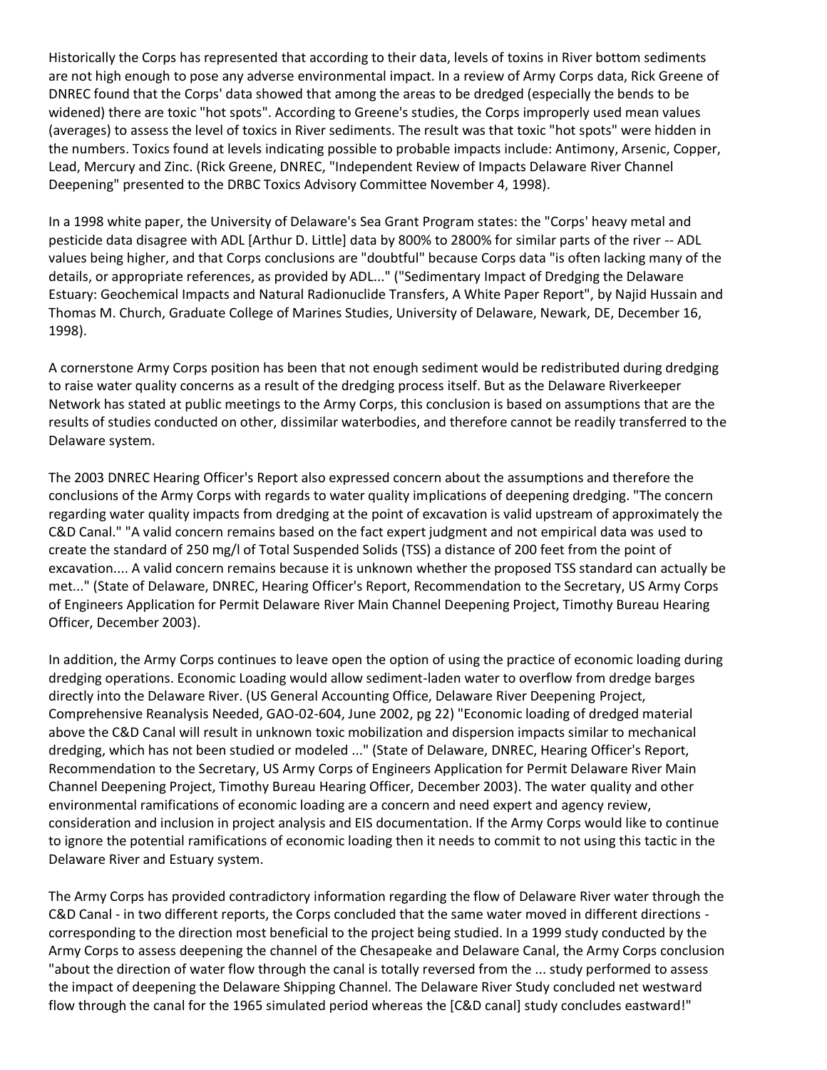Historically the Corps has represented that according to their data, levels of toxins in River bottom sediments are not high enough to pose any adverse environmental impact. In a review of Army Corps data, Rick Greene of DNREC found that the Corps' data showed that among the areas to be dredged (especially the bends to be widened) there are toxic "hot spots". According to Greene's studies, the Corps improperly used mean values (averages) to assess the level of toxics in River sediments. The result was that toxic "hot spots" were hidden in the numbers. Toxics found at levels indicating possible to probable impacts include: Antimony, Arsenic, Copper, Lead, Mercury and Zinc. (Rick Greene, DNREC, "Independent Review of Impacts Delaware River Channel Deepening" presented to the DRBC Toxics Advisory Committee November 4, 1998).

In a 1998 white paper, the University of Delaware's Sea Grant Program states: the "Corps' heavy metal and pesticide data disagree with ADL [Arthur D. Little] data by 800% to 2800% for similar parts of the river -- ADL values being higher, and that Corps conclusions are "doubtful" because Corps data "is often lacking many of the details, or appropriate references, as provided by ADL..." ("Sedimentary Impact of Dredging the Delaware Estuary: Geochemical Impacts and Natural Radionuclide Transfers, A White Paper Report", by Najid Hussain and Thomas M. Church, Graduate College of Marines Studies, University of Delaware, Newark, DE, December 16, 1998).

A cornerstone Army Corps position has been that not enough sediment would be redistributed during dredging to raise water quality concerns as a result of the dredging process itself. But as the Delaware Riverkeeper Network has stated at public meetings to the Army Corps, this conclusion is based on assumptions that are the results of studies conducted on other, dissimilar waterbodies, and therefore cannot be readily transferred to the Delaware system.

The 2003 DNREC Hearing Officer's Report also expressed concern about the assumptions and therefore the conclusions of the Army Corps with regards to water quality implications of deepening dredging. "The concern regarding water quality impacts from dredging at the point of excavation is valid upstream of approximately the C&D Canal." "A valid concern remains based on the fact expert judgment and not empirical data was used to create the standard of 250 mg/l of Total Suspended Solids (TSS) a distance of 200 feet from the point of excavation.... A valid concern remains because it is unknown whether the proposed TSS standard can actually be met..." (State of Delaware, DNREC, Hearing Officer's Report, Recommendation to the Secretary, US Army Corps of Engineers Application for Permit Delaware River Main Channel Deepening Project, Timothy Bureau Hearing Officer, December 2003).

In addition, the Army Corps continues to leave open the option of using the practice of economic loading during dredging operations. Economic Loading would allow sediment-laden water to overflow from dredge barges directly into the Delaware River. (US General Accounting Office, Delaware River Deepening Project, Comprehensive Reanalysis Needed, GAO-02-604, June 2002, pg 22) "Economic loading of dredged material above the C&D Canal will result in unknown toxic mobilization and dispersion impacts similar to mechanical dredging, which has not been studied or modeled ..." (State of Delaware, DNREC, Hearing Officer's Report, Recommendation to the Secretary, US Army Corps of Engineers Application for Permit Delaware River Main Channel Deepening Project, Timothy Bureau Hearing Officer, December 2003). The water quality and other environmental ramifications of economic loading are a concern and need expert and agency review, consideration and inclusion in project analysis and EIS documentation. If the Army Corps would like to continue to ignore the potential ramifications of economic loading then it needs to commit to not using this tactic in the Delaware River and Estuary system.

The Army Corps has provided contradictory information regarding the flow of Delaware River water through the C&D Canal - in two different reports, the Corps concluded that the same water moved in different directions - corresponding to the direction most beneficial to the project being studied. In a 1999 study conducted by the Army Corps to assess deepening the channel of the Chesapeake and Delaware Canal, the Army Corps conclusion "about the direction of water flow through the canal is totally reversed from the ... study performed to assess the impact of deepening the Delaware Shipping Channel. The Delaware River Study concluded net westward flow through the canal for the 1965 simulated period whereas the [C&D canal] study concludes eastward!"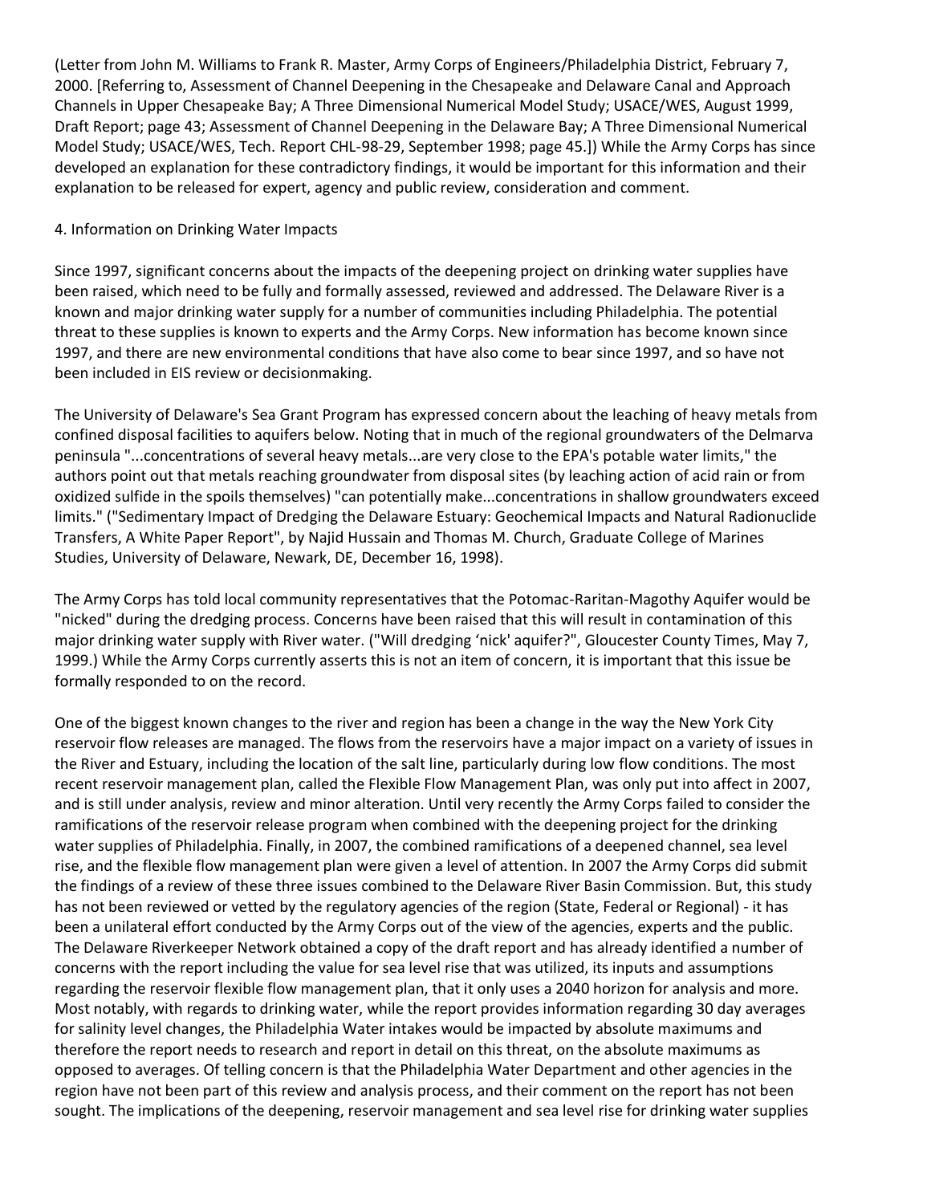(Letter from John M. Williams to Frank R. Master, Army Corps of Engineers/Philadelphia District, February 7, 2000. [Referring to, Assessment of Channel Deepening in the Chesapeake and Delaware Canal and Approach Channels in Upper Chesapeake Bay; A Three Dimensional Numerical Model Study; USACE/WES, August 1999, Draft Report; page 43; Assessment of Channel Deepening in the Delaware Bay; A Three Dimensional Numerical Model Study; USACE/WES, Tech. Report CHL-98-29, September 1998; page 45.]) While the Army Corps has since developed an explanation for these contradictory findings, it would be important for this information and their explanation to be released for expert, agency and public review, consideration and comment.

4. Information on Drinking Water Impacts

Since 1997, significant concerns about the impacts of the deepening project on drinking water supplies have been raised, which need to be fully and formally assessed, reviewed and addressed. The Delaware River is a known and major drinking water supply for a number of communities including Philadelphia. The potential threat to these supplies is known to experts and the Army Corps. New information has become known since 1997, and there are new environmental conditions that have also come to bear since 1997, and so have not been included in EIS review or decisionmaking.

The University of Delaware's Sea Grant Program has expressed concern about the leaching of heavy metals from confined disposal facilities to aquifers below. Noting that in much of the regional groundwaters of the Delmarva peninsula "...concentrations of several heavy metals...are very close to the EPA's potable water limits," the authors point out that metals reaching groundwater from disposal sites (by leaching action of acid rain or from oxidized sulfide in the spoils themselves) "can potentially make...concentrations in shallow groundwaters exceed limits." ("Sedimentary Impact of Dredging the Delaware Estuary: Geochemical Impacts and Natural Radionuclide Transfers, A White Paper Report", by Najid Hussain and Thomas M. Church, Graduate College of Marines Studies, University of Delaware, Newark, DE, December 16, 1998).

The Army Corps has told local community representatives that the Potomac-Raritan-Magothy Aquifer would be "nicked" during the dredging process. Concerns have been raised that this will result in contamination of this major drinking water supply with River water. ("Will dredging 'nick' aquifer?", Gloucester County Times, May 7, 1999.) While the Army Corps currently asserts this is not an item of concern, it is important that this issue be formally responded to on the record.

One of the biggest known changes to the river and region has been a change in the way the New York City reservoir flow releases are managed. The flows from the reservoirs have a major impact on a variety of issues in the River and Estuary, including the location of the salt line, particularly during low flow conditions. The most recent reservoir management plan, called the Flexible Flow Management Plan, was only put into affect in 2007, and is still under analysis, review and minor alteration. Until very recently the Army Corps failed to consider the ramifications of the reservoir release program when combined with the deepening project for the drinking water supplies of Philadelphia. Finally, in 2007, the combined ramifications of a deepened channel, sea level rise, and the flexible flow management plan were given a level of attention. In 2007 the Army Corps did submit the findings of a review of these three issues combined to the Delaware River Basin Commission. But, this study has not been reviewed or vetted by the regulatory agencies of the region (State, Federal or Regional) - it has been a unilateral effort conducted by the Army Corps out of the view of the agencies, experts and the public. The Delaware Riverkeeper Network obtained a copy of the draft report and has already identified a number of concerns with the report including the value for sea level rise that was utilized, its inputs and assumptions regarding the reservoir flexible flow management plan, that it only uses a 2040 horizon for analysis and more. Most notably, with regards to drinking water, while the report provides information regarding 30 day averages for salinity level changes, the Philadelphia Water intakes would be impacted by absolute maximums and therefore the report needs to research and report in detail on this threat, on the absolute maximums as opposed to averages. Of telling concern is that the Philadelphia Water Department and other agencies in the region have not been part of this review and analysis process, and their comment on the report has not been sought. The implications of the deepening, reservoir management and sea level rise for drinking water supplies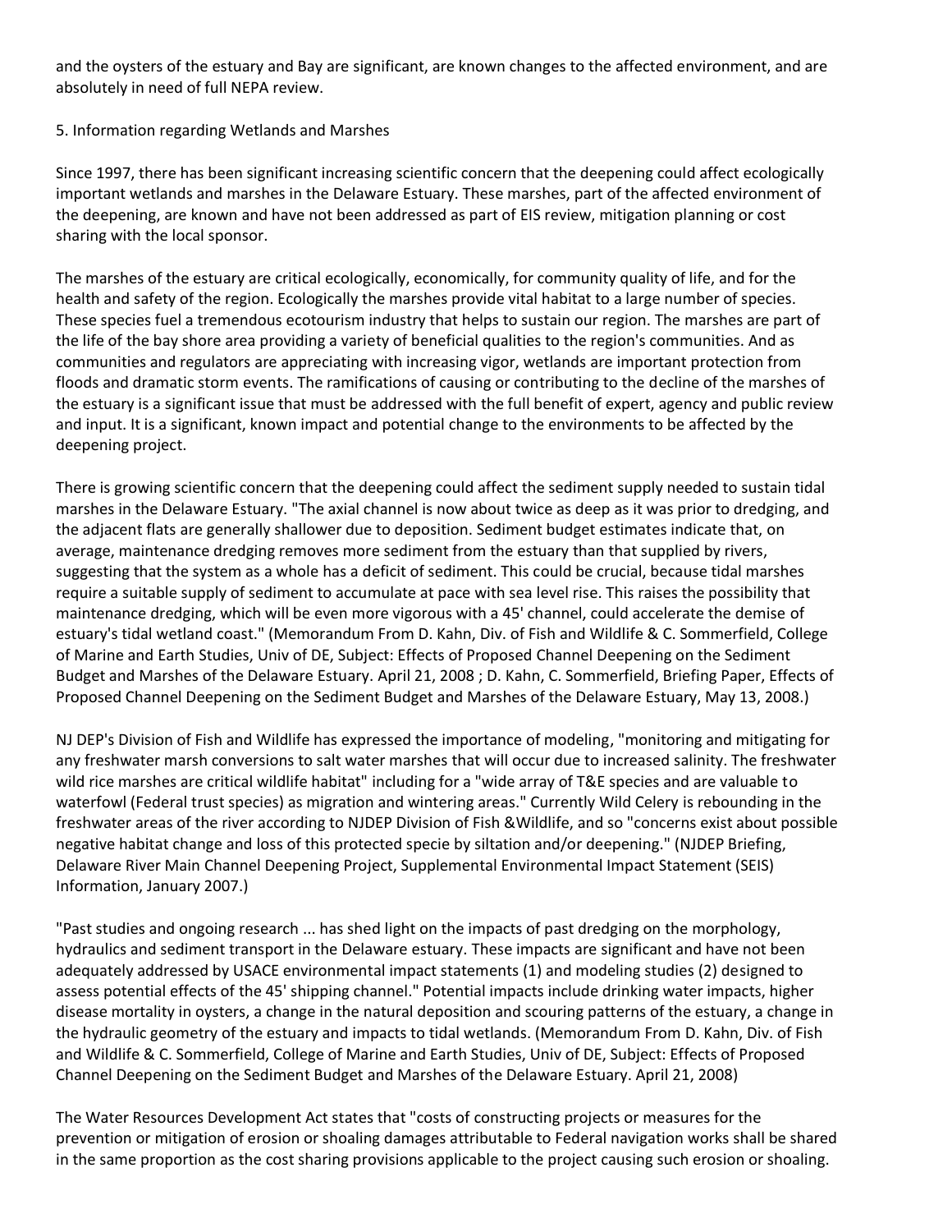and the oysters of the estuary and Bay are significant, are known changes to the affected environment, and are absolutely in need of full NEPA review.

5. Information regarding Wetlands and Marshes

Since 1997, there has been significant increasing scientific concern that the deepening could affect ecologically important wetlands and marshes in the Delaware Estuary. These marshes, part of the affected environment of the deepening, are known and have not been addressed as part of EIS review, mitigation planning or cost sharing with the local sponsor.

The marshes of the estuary are critical ecologically, economically, for community quality of life, and for the health and safety of the region. Ecologically the marshes provide vital habitat to a large number of species. These species fuel a tremendous ecotourism industry that helps to sustain our region. The marshes are part of the life of the bay shore area providing a variety of beneficial qualities to the region's communities. And as communities and regulators are appreciating with increasing vigor, wetlands are important protection from floods and dramatic storm events. The ramifications of causing or contributing to the decline of the marshes of the estuary is a significant issue that must be addressed with the full benefit of expert, agency and public review and input. It is a significant, known impact and potential change to the environments to be affected by the deepening project.

There is growing scientific concern that the deepening could affect the sediment supply needed to sustain tidal marshes in the Delaware Estuary. "The axial channel is now about twice as deep as it was prior to dredging, and the adjacent flats are generally shallower due to deposition. Sediment budget estimates indicate that, on average, maintenance dredging removes more sediment from the estuary than that supplied by rivers, suggesting that the system as a whole has a deficit of sediment. This could be crucial, because tidal marshes require a suitable supply of sediment to accumulate at pace with sea level rise. This raises the possibility that maintenance dredging, which will be even more vigorous with a 45' channel, could accelerate the demise of estuary's tidal wetland coast." (Memorandum From D. Kahn, Div. of Fish and Wildlife & C. Sommerfield, College of Marine and Earth Studies, Univ of DE, Subject: Effects of Proposed Channel Deepening on the Sediment Budget and Marshes of the Delaware Estuary. April 21, 2008 ; D. Kahn, C. Sommerfield, Briefing Paper, Effects of Proposed Channel Deepening on the Sediment Budget and Marshes of the Delaware Estuary, May 13, 2008.)

NJ DEP's Division of Fish and Wildlife has expressed the importance of modeling, "monitoring and mitigating for any freshwater marsh conversions to salt water marshes that will occur due to increased salinity. The freshwater wild rice marshes are critical wildlife habitat" including for a "wide array of T&E species and are valuable to waterfowl (Federal trust species) as migration and wintering areas." Currently Wild Celery is rebounding in the freshwater areas of the river according to NJDEP Division of Fish &Wildlife, and so "concerns exist about possible negative habitat change and loss of this protected specie by siltation and/or deepening." (NJDEP Briefing, Delaware River Main Channel Deepening Project, Supplemental Environmental Impact Statement (SEIS) Information, January 2007.)

"Past studies and ongoing research ... has shed light on the impacts of past dredging on the morphology, hydraulics and sediment transport in the Delaware estuary. These impacts are significant and have not been adequately addressed by USACE environmental impact statements (1) and modeling studies (2) designed to assess potential effects of the 45' shipping channel." Potential impacts include drinking water impacts, higher disease mortality in oysters, a change in the natural deposition and scouring patterns of the estuary, a change in the hydraulic geometry of the estuary and impacts to tidal wetlands. (Memorandum From D. Kahn, Div. of Fish and Wildlife & C. Sommerfield, College of Marine and Earth Studies, Univ of DE, Subject: Effects of Proposed Channel Deepening on the Sediment Budget and Marshes of the Delaware Estuary. April 21, 2008)

The Water Resources Development Act states that "costs of constructing projects or measures for the prevention or mitigation of erosion or shoaling damages attributable to Federal navigation works shall be shared in the same proportion as the cost sharing provisions applicable to the project causing such erosion or shoaling.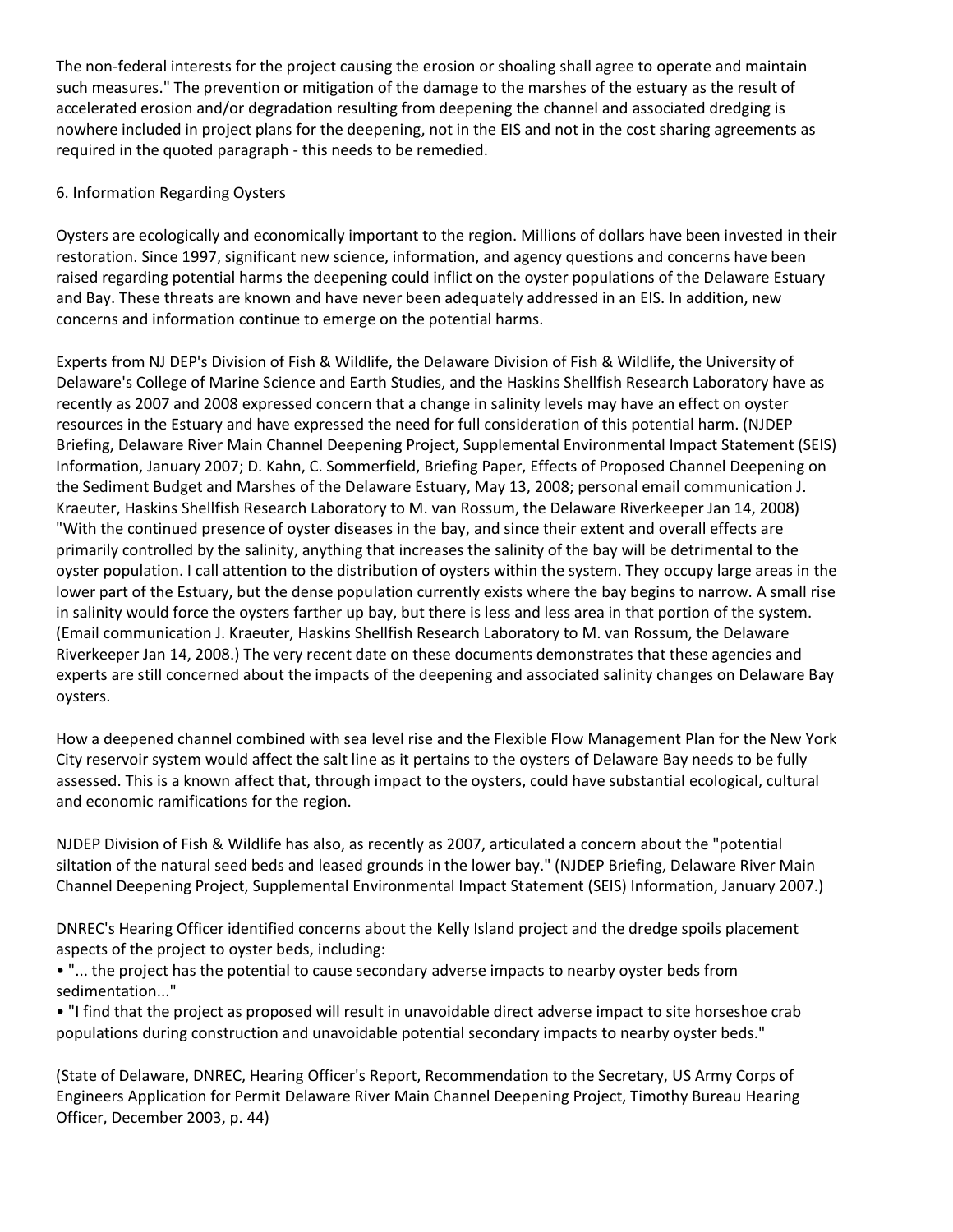The non-federal interests for the project causing the erosion or shoaling shall agree to operate and maintain such measures." The prevention or mitigation of the damage to the marshes of the estuary as the result of accelerated erosion and/or degradation resulting from deepening the channel and associated dredging is nowhere included in project plans for the deepening, not in the EIS and not in the cost sharing agreements as required in the quoted paragraph - this needs to be remedied.

## 6. Information Regarding Oysters

Oysters are ecologically and economically important to the region. Millions of dollars have been invested in their restoration. Since 1997, significant new science, information, and agency questions and concerns have been raised regarding potential harms the deepening could inflict on the oyster populations of the Delaware Estuary and Bay. These threats are known and have never been adequately addressed in an EIS. In addition, new concerns and information continue to emerge on the potential harms.

Experts from NJ DEP's Division of Fish & Wildlife, the Delaware Division of Fish & Wildlife, the University of Delaware's College of Marine Science and Earth Studies, and the Haskins Shellfish Research Laboratory have as recently as 2007 and 2008 expressed concern that a change in salinity levels may have an effect on oyster resources in the Estuary and have expressed the need for full consideration of this potential harm. (NJDEP Briefing, Delaware River Main Channel Deepening Project, Supplemental Environmental Impact Statement (SEIS) Information, January 2007; D. Kahn, C. Sommerfield, Briefing Paper, Effects of Proposed Channel Deepening on the Sediment Budget and Marshes of the Delaware Estuary, May 13, 2008; personal email communication J. Kraeuter, Haskins Shellfish Research Laboratory to M. van Rossum, the Delaware Riverkeeper Jan 14, 2008) "With the continued presence of oyster diseases in the bay, and since their extent and overall effects are primarily controlled by the salinity, anything that increases the salinity of the bay will be detrimental to the oyster population. I call attention to the distribution of oysters within the system. They occupy large areas in the lower part of the Estuary, but the dense population currently exists where the bay begins to narrow. A small rise in salinity would force the oysters farther up bay, but there is less and less area in that portion of the system. (Email communication J. Kraeuter, Haskins Shellfish Research Laboratory to M. van Rossum, the Delaware Riverkeeper Jan 14, 2008.) The very recent date on these documents demonstrates that these agencies and experts are still concerned about the impacts of the deepening and associated salinity changes on Delaware Bay oysters.

How a deepened channel combined with sea level rise and the Flexible Flow Management Plan for the New York City reservoir system would affect the salt line as it pertains to the oysters of Delaware Bay needs to be fully assessed. This is a known affect that, through impact to the oysters, could have substantial ecological, cultural and economic ramifications for the region.

NJDEP Division of Fish & Wildlife has also, as recently as 2007, articulated a concern about the "potential siltation of the natural seed beds and leased grounds in the lower bay." (NJDEP Briefing, Delaware River Main Channel Deepening Project, Supplemental Environmental Impact Statement (SEIS) Information, January 2007.)

DNREC's Hearing Officer identified concerns about the Kelly Island project and the dredge spoils placement aspects of the project to oyster beds, including:

- "... the project has the potential to cause secondary adverse impacts to nearby oyster beds from sedimentation..."
- "I find that the project as proposed will result in unavoidable direct adverse impact to site horseshoe crab populations during construction and unavoidable potential secondary impacts to nearby oyster beds."

(State of Delaware, DNREC, Hearing Officer's Report, Recommendation to the Secretary, US Army Corps of Engineers Application for Permit Delaware River Main Channel Deepening Project, Timothy Bureau Hearing Officer, December 2003, p. 44)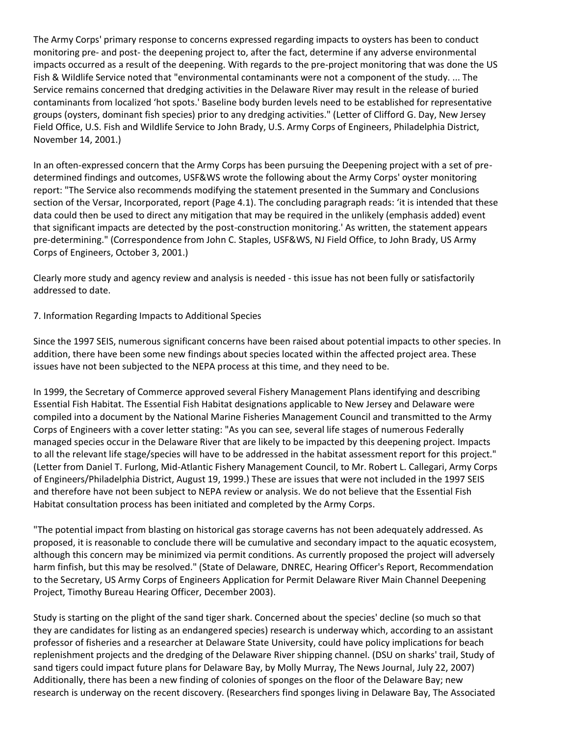The Army Corps' primary response to concerns expressed regarding impacts to oysters has been to conduct monitoring pre- and post- the deepening project to, after the fact, determine if any adverse environmental impacts occurred as a result of the deepening. With regards to the pre-project monitoring that was done the US Fish & Wildlife Service noted that "environmental contaminants were not a component of the study. ... The Service remains concerned that dredging activities in the Delaware River may result in the release of buried contaminants from localized 'hot spots.' Baseline body burden levels need to be established for representative groups (oysters, dominant fish species) prior to any dredging activities." (Letter of Clifford G. Day, New Jersey Field Office, U.S. Fish and Wildlife Service to John Brady, U.S. Army Corps of Engineers, Philadelphia District, November 14, 2001.)

In an often-expressed concern that the Army Corps has been pursuing the Deepening project with a set of pre-determined findings and outcomes, USF&WS wrote the following about the Army Corps' oyster monitoring report: "The Service also recommends modifying the statement presented in the Summary and Conclusions section of the Versar, Incorporated, report (Page 4.1). The concluding paragraph reads: 'it is intended that these data could then be used to direct any mitigation that may be required in the unlikely (emphasis added) event that significant impacts are detected by the post-construction monitoring.' As written, the statement appears pre-determining." (Correspondence from John C. Staples, USF&WS, NJ Field Office, to John Brady, US Army Corps of Engineers, October 3, 2001.)

Clearly more study and agency review and analysis is needed - this issue has not been fully or satisfactorily addressed to date.

7. Information Regarding Impacts to Additional Species

Since the 1997 SEIS, numerous significant concerns have been raised about potential impacts to other species. In addition, there have been some new findings about species located within the affected project area. These issues have not been subjected to the NEPA process at this time, and they need to be.

In 1999, the Secretary of Commerce approved several Fishery Management Plans identifying and describing Essential Fish Habitat. The Essential Fish Habitat designations applicable to New Jersey and Delaware were compiled into a document by the National Marine Fisheries Management Council and transmitted to the Army Corps of Engineers with a cover letter stating: "As you can see, several life stages of numerous Federally managed species occur in the Delaware River that are likely to be impacted by this deepening project. Impacts to all the relevant life stage/species will have to be addressed in the habitat assessment report for this project." (Letter from Daniel T. Furlong, Mid-Atlantic Fishery Management Council, to Mr. Robert L. Callegari, Army Corps of Engineers/Philadelphia District, August 19, 1999.) These are issues that were not included in the 1997 SEIS and therefore have not been subject to NEPA review or analysis. We do not believe that the Essential Fish Habitat consultation process has been initiated and completed by the Army Corps.

"The potential impact from blasting on historical gas storage caverns has not been adequately addressed. As proposed, it is reasonable to conclude there will be cumulative and secondary impact to the aquatic ecosystem, although this concern may be minimized via permit conditions. As currently proposed the project will adversely harm finfish, but this may be resolved." (State of Delaware, DNREC, Hearing Officer's Report, Recommendation to the Secretary, US Army Corps of Engineers Application for Permit Delaware River Main Channel Deepening Project, Timothy Bureau Hearing Officer, December 2003).

Study is starting on the plight of the sand tiger shark. Concerned about the species' decline (so much so that they are candidates for listing as an endangered species) research is underway which, according to an assistant professor of fisheries and a researcher at Delaware State University, could have policy implications for beach replenishment projects and the dredging of the Delaware River shipping channel. (DSU on sharks' trail, Study of sand tigers could impact future plans for Delaware Bay, by Molly Murray, The News Journal, July 22, 2007) Additionally, there has been a new finding of colonies of sponges on the floor of the Delaware Bay; new research is underway on the recent discovery. (Researchers find sponges living in Delaware Bay, The Associated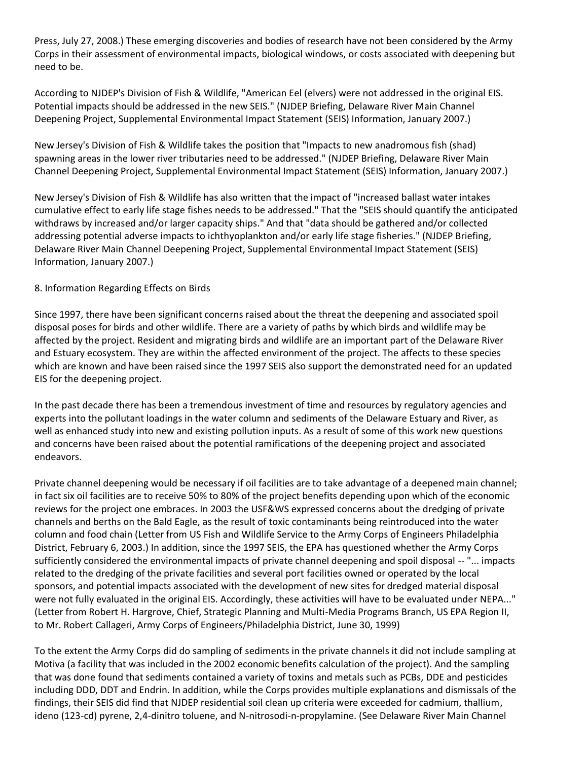Press, July 27, 2008.) These emerging discoveries and bodies of research have not been considered by the Army Corps in their assessment of environmental impacts, biological windows, or costs associated with deepening but need to be.

According to NJDEP's Division of Fish & Wildlife, "American Eel (elvers) were not addressed in the original EIS. Potential impacts should be addressed in the new SEIS." (NJDEP Briefing, Delaware River Main Channel Deepening Project, Supplemental Environmental Impact Statement (SEIS) Information, January 2007.)

New Jersey's Division of Fish & Wildlife takes the position that "Impacts to new anadromous fish (shad) spawning areas in the lower river tributaries need to be addressed." (NJDEP Briefing, Delaware River Main Channel Deepening Project, Supplemental Environmental Impact Statement (SEIS) Information, January 2007.)

New Jersey's Division of Fish & Wildlife has also written that the impact of "increased ballast water intakes cumulative effect to early life stage fishes needs to be addressed." That the "SEIS should quantify the anticipated withdraws by increased and/or larger capacity ships." And that "data should be gathered and/or collected addressing potential adverse impacts to ichthyoplankton and/or early life stage fisheries." (NJDEP Briefing, Delaware River Main Channel Deepening Project, Supplemental Environmental Impact Statement (SEIS) Information, January 2007.)

8. Information Regarding Effects on Birds

Since 1997, there have been significant concerns raised about the threat the deepening and associated spoil disposal poses for birds and other wildlife. There are a variety of paths by which birds and wildlife may be affected by the project. Resident and migrating birds and wildlife are an important part of the Delaware River and Estuary ecosystem. They are within the affected environment of the project. The affects to these species which are known and have been raised since the 1997 SEIS also support the demonstrated need for an updated EIS for the deepening project.

In the past decade there has been a tremendous investment of time and resources by regulatory agencies and experts into the pollutant loadings in the water column and sediments of the Delaware Estuary and River, as well as enhanced study into new and existing pollution inputs. As a result of some of this work new questions and concerns have been raised about the potential ramifications of the deepening project and associated endeavors.

Private channel deepening would be necessary if oil facilities are to take advantage of a deepened main channel; in fact six oil facilities are to receive 50% to 80% of the project benefits depending upon which of the economic reviews for the project one embraces. In 2003 the USF&WS expressed concerns about the dredging of private channels and berths on the Bald Eagle, as the result of toxic contaminants being reintroduced into the water column and food chain (Letter from US Fish and Wildlife Service to the Army Corps of Engineers Philadelphia District, February 6, 2003.) In addition, since the 1997 SEIS, the EPA has questioned whether the Army Corps sufficiently considered the environmental impacts of private channel deepening and spoil disposal -- "... impacts related to the dredging of the private facilities and several port facilities owned or operated by the local sponsors, and potential impacts associated with the development of new sites for dredged material disposal were not fully evaluated in the original EIS. Accordingly, these activities will have to be evaluated under NEPA..." (Letter from Robert H. Hargrove, Chief, Strategic Planning and Multi-Media Programs Branch, US EPA Region II, to Mr. Robert Callageri, Army Corps of Engineers/Philadelphia District, June 30, 1999)

To the extent the Army Corps did do sampling of sediments in the private channels it did not include sampling at Motiva (a facility that was included in the 2002 economic benefits calculation of the project). And the sampling that was done found that sediments contained a variety of toxins and metals such as PCBs, DDE and pesticides including DDD, DDT and Endrin. In addition, while the Corps provides multiple explanations and dismissals of the findings, their SEIS did find that NJDEP residential soil clean up criteria were exceeded for cadmium, thallium, ideno (123-cd) pyrene, 2,4-dinitro toluene, and N-nitrosodi-n-propylamine. (See Delaware River Main Channel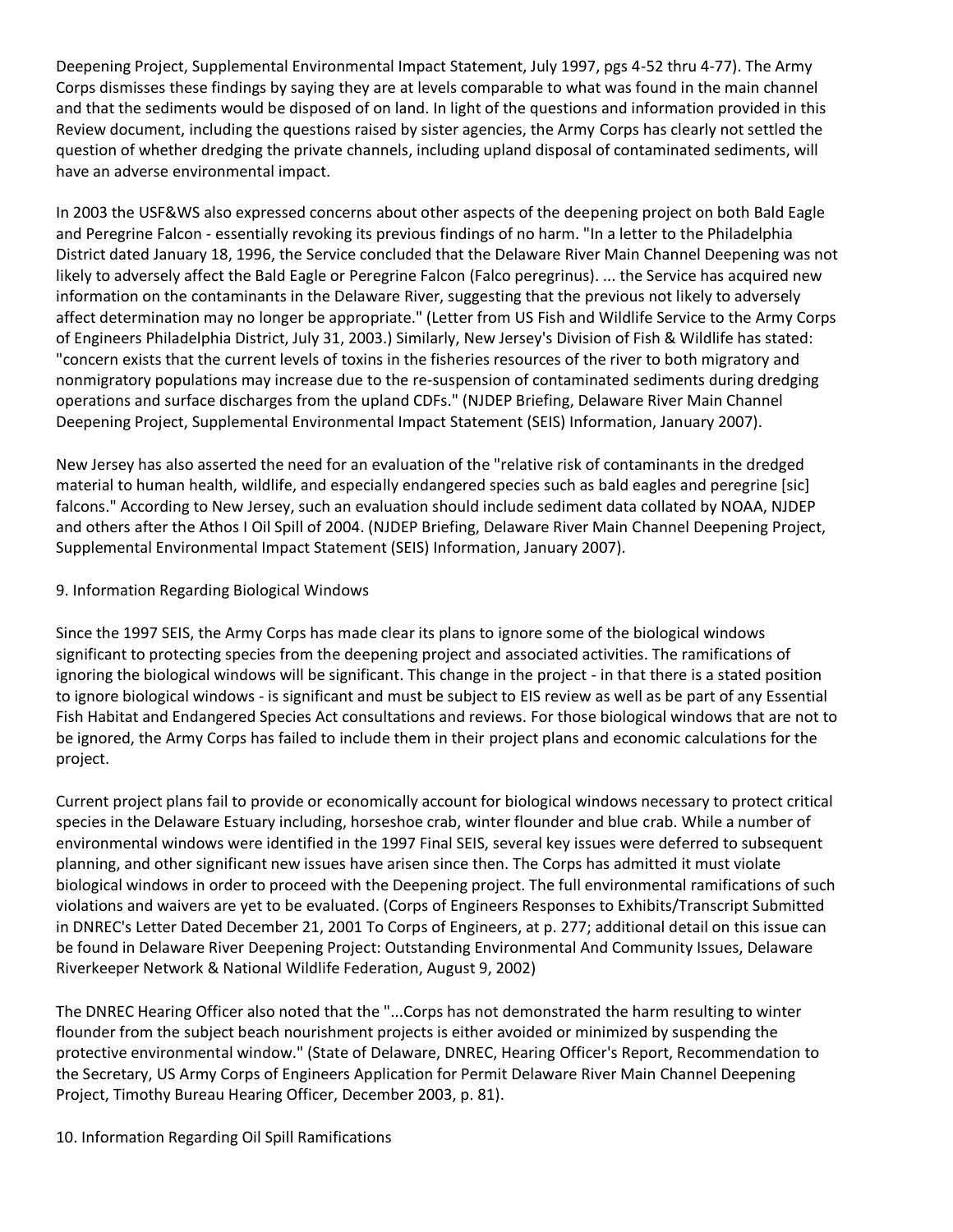Deepening Project, Supplemental Environmental Impact Statement, July 1997, pgs 4-52 thru 4-77). The Army Corps dismisses these findings by saying they are at levels comparable to what was found in the main channel and that the sediments would be disposed of on land. In light of the questions and information provided in this Review document, including the questions raised by sister agencies, the Army Corps has clearly not settled the question of whether dredging the private channels, including upland disposal of contaminated sediments, will have an adverse environmental impact.

In 2003 the USF&WS also expressed concerns about other aspects of the deepening project on both Bald Eagle and Peregrine Falcon - essentially revoking its previous findings of no harm. "In a letter to the Philadelphia District dated January 18, 1996, the Service concluded that the Delaware River Main Channel Deepening was not likely to adversely affect the Bald Eagle or Peregrine Falcon (Falco peregrinus). ... the Service has acquired new information on the contaminants in the Delaware River, suggesting that the previous not likely to adversely affect determination may no longer be appropriate." (Letter from US Fish and Wildlife Service to the Army Corps of Engineers Philadelphia District, July 31, 2003.) Similarly, New Jersey's Division of Fish & Wildlife has stated: "concern exists that the current levels of toxins in the fisheries resources of the river to both migratory and nonmigratory populations may increase due to the re-suspension of contaminated sediments during dredging operations and surface discharges from the upland CDFs." (NJDEP Briefing, Delaware River Main Channel Deepening Project, Supplemental Environmental Impact Statement (SEIS) Information, January 2007).

New Jersey has also asserted the need for an evaluation of the "relative risk of contaminants in the dredged material to human health, wildlife, and especially endangered species such as bald eagles and peregrine [sic] falcons." According to New Jersey, such an evaluation should include sediment data collated by NOAA, NJDEP and others after the Athos I Oil Spill of 2004. (NJDEP Briefing, Delaware River Main Channel Deepening Project, Supplemental Environmental Impact Statement (SEIS) Information, January 2007).

9. Information Regarding Biological Windows

Since the 1997 SEIS, the Army Corps has made clear its plans to ignore some of the biological windows significant to protecting species from the deepening project and associated activities. The ramifications of ignoring the biological windows will be significant. This change in the project - in that there is a stated position to ignore biological windows - is significant and must be subject to EIS review as well as be part of any Essential Fish Habitat and Endangered Species Act consultations and reviews. For those biological windows that are not to be ignored, the Army Corps has failed to include them in their project plans and economic calculations for the project.

Current project plans fail to provide or economically account for biological windows necessary to protect critical species in the Delaware Estuary including, horseshoe crab, winter flounder and blue crab. While a number of environmental windows were identified in the 1997 Final SEIS, several key issues were deferred to subsequent planning, and other significant new issues have arisen since then. The Corps has admitted it must violate biological windows in order to proceed with the Deepening project. The full environmental ramifications of such violations and waivers are yet to be evaluated. (Corps of Engineers Responses to Exhibits/Transcript Submitted in DNREC's Letter Dated December 21, 2001 To Corps of Engineers, at p. 277; additional detail on this issue can be found in Delaware River Deepening Project: Outstanding Environmental And Community Issues, Delaware Riverkeeper Network & National Wildlife Federation, August 9, 2002)

The DNREC Hearing Officer also noted that the "...Corps has not demonstrated the harm resulting to winter flounder from the subject beach nourishment projects is either avoided or minimized by suspending the protective environmental window." (State of Delaware, DNREC, Hearing Officer's Report, Recommendation to the Secretary, US Army Corps of Engineers Application for Permit Delaware River Main Channel Deepening Project, Timothy Bureau Hearing Officer, December 2003, p. 81).

10. Information Regarding Oil Spill Ramifications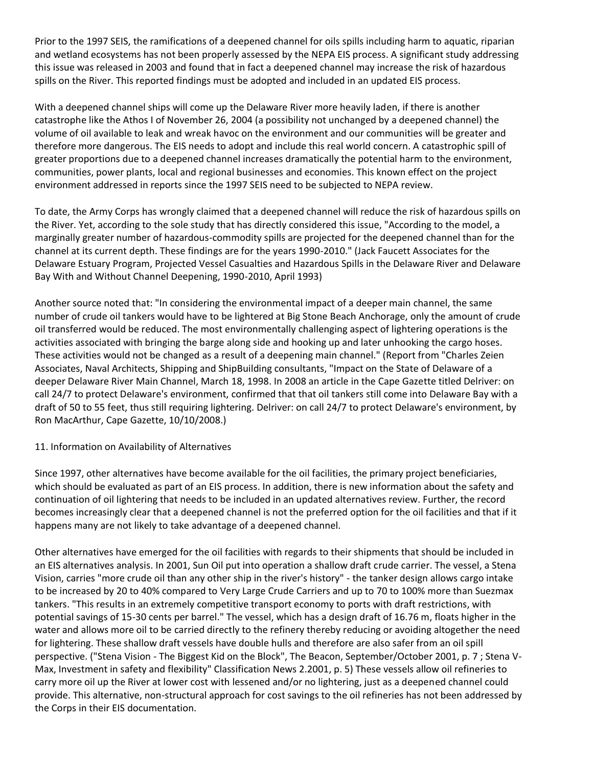Prior to the 1997 SEIS, the ramifications of a deepened channel for oils spills including harm to aquatic, riparian and wetland ecosystems has not been properly assessed by the NEPA EIS process. A significant study addressing this issue was released in 2003 and found that in fact a deepened channel may increase the risk of hazardous spills on the River. This reported findings must be adopted and included in an updated EIS process.

With a deepened channel ships will come up the Delaware River more heavily laden, if there is another catastrophe like the Athos I of November 26, 2004 (a possibility not unchanged by a deepened channel) the volume of oil available to leak and wreak havoc on the environment and our communities will be greater and therefore more dangerous. The EIS needs to adopt and include this real world concern. A catastrophic spill of greater proportions due to a deepened channel increases dramatically the potential harm to the environment, communities, power plants, local and regional businesses and economies. This known effect on the project environment addressed in reports since the 1997 SEIS need to be subjected to NEPA review.

To date, the Army Corps has wrongly claimed that a deepened channel will reduce the risk of hazardous spills on the River. Yet, according to the sole study that has directly considered this issue, "According to the model, a marginally greater number of hazardous-commodity spills are projected for the deepened channel than for the channel at its current depth. These findings are for the years 1990-2010." (Jack Faucett Associates for the Delaware Estuary Program, Projected Vessel Casualties and Hazardous Spills in the Delaware River and Delaware Bay With and Without Channel Deepening, 1990-2010, April 1993)

Another source noted that: "In considering the environmental impact of a deeper main channel, the same number of crude oil tankers would have to be lightered at Big Stone Beach Anchorage, only the amount of crude oil transferred would be reduced. The most environmentally challenging aspect of lightering operations is the activities associated with bringing the barge along side and hooking up and later unhooking the cargo hoses. These activities would not be changed as a result of a deepening main channel." (Report from "Charles Zeien Associates, Naval Architects, Shipping and ShipBuilding consultants, "Impact on the State of Delaware of a deeper Delaware River Main Channel, March 18, 1998. In 2008 an article in the Cape Gazette titled Delriver: on call 24/7 to protect Delaware's environment, confirmed that that oil tankers still come into Delaware Bay with a draft of 50 to 55 feet, thus still requiring lightering. Delriver: on call 24/7 to protect Delaware's environment, by Ron MacArthur, Cape Gazette, 10/10/2008.)

11. Information on Availability of Alternatives

Since 1997, other alternatives have become available for the oil facilities, the primary project beneficiaries, which should be evaluated as part of an EIS process. In addition, there is new information about the safety and continuation of oil lightering that needs to be included in an updated alternatives review. Further, the record becomes increasingly clear that a deepened channel is not the preferred option for the oil facilities and that if it happens many are not likely to take advantage of a deepened channel.

Other alternatives have emerged for the oil facilities with regards to their shipments that should be included in an EIS alternatives analysis. In 2001, Sun Oil put into operation a shallow draft crude carrier. The vessel, a Stena Vision, carries "more crude oil than any other ship in the river's history" - the tanker design allows cargo intake to be increased by 20 to 40% compared to Very Large Crude Carriers and up to 70 to 100% more than Suezmax tankers. "This results in an extremely competitive transport economy to ports with draft restrictions, with potential savings of 15-30 cents per barrel." The vessel, which has a design draft of 16.76 m, floats higher in the water and allows more oil to be carried directly to the refinery thereby reducing or avoiding altogether the need for lightering. These shallow draft vessels have double hulls and therefore are also safer from an oil spill perspective. ("Stena Vision - The Biggest Kid on the Block", The Beacon, September/October 2001, p. 7 ; Stena V-Max, Investment in safety and flexibility" Classification News 2.2001, p. 5) These vessels allow oil refineries to carry more oil up the River at lower cost with lessened and/or no lightering, just as a deepened channel could provide. This alternative, non-structural approach for cost savings to the oil refineries has not been addressed by the Corps in their EIS documentation.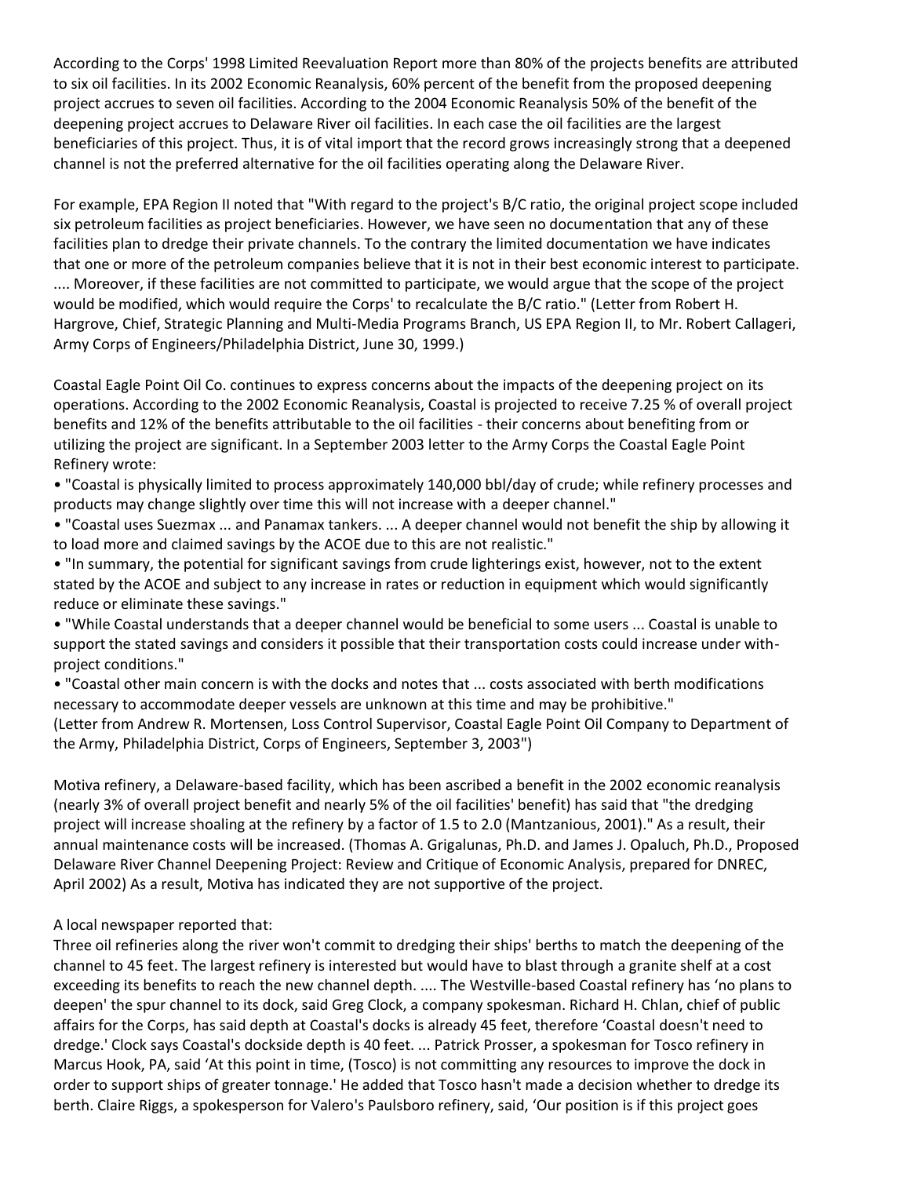According to the Corps' 1998 Limited Reevaluation Report more than 80% of the projects benefits are attributed to six oil facilities. In its 2002 Economic Reanalysis, 60% percent of the benefit from the proposed deepening project accrues to seven oil facilities. According to the 2004 Economic Reanalysis 50% of the benefit of the deepening project accrues to Delaware River oil facilities. In each case the oil facilities are the largest beneficiaries of this project. Thus, it is of vital import that the record grows increasingly strong that a deepened channel is not the preferred alternative for the oil facilities operating along the Delaware River.

For example, EPA Region II noted that "With regard to the project's B/C ratio, the original project scope included six petroleum facilities as project beneficiaries. However, we have seen no documentation that any of these facilities plan to dredge their private channels. To the contrary the limited documentation we have indicates that one or more of the petroleum companies believe that it is not in their best economic interest to participate. .... Moreover, if these facilities are not committed to participate, we would argue that the scope of the project would be modified, which would require the Corps' to recalculate the B/C ratio." (Letter from Robert H. Hargrove, Chief, Strategic Planning and Multi-Media Programs Branch, US EPA Region II, to Mr. Robert Callageri, Army Corps of Engineers/Philadelphia District, June 30, 1999.)

Coastal Eagle Point Oil Co. continues to express concerns about the impacts of the deepening project on its operations. According to the 2002 Economic Reanalysis, Coastal is projected to receive 7.25 % of overall project benefits and 12% of the benefits attributable to the oil facilities - their concerns about benefiting from or utilizing the project are significant. In a September 2003 letter to the Army Corps the Coastal Eagle Point Refinery wrote:

- "Coastal is physically limited to process approximately 140,000 bbl/day of crude; while refinery processes and products may change slightly over time this will not increase with a deeper channel."
- "Coastal uses Suezmax ... and Panamax tankers. ... A deeper channel would not benefit the ship by allowing it to load more and claimed savings by the ACOE due to this are not realistic."
- "In summary, the potential for significant savings from crude lighterings exist, however, not to the extent stated by the ACOE and subject to any increase in rates or reduction in equipment which would significantly reduce or eliminate these savings."
- "While Coastal understands that a deeper channel would be beneficial to some users ... Coastal is unable to support the stated savings and considers it possible that their transportation costs could increase under with-project conditions."
- "Coastal other main concern is with the docks and notes that ... costs associated with berth modifications necessary to accommodate deeper vessels are unknown at this time and may be prohibitive."

(Letter from Andrew R. Mortensen, Loss Control Supervisor, Coastal Eagle Point Oil Company to Department of the Army, Philadelphia District, Corps of Engineers, September 3, 2003")

Motiva refinery, a Delaware-based facility, which has been ascribed a benefit in the 2002 economic reanalysis (nearly 3% of overall project benefit and nearly 5% of the oil facilities' benefit) has said that "the dredging project will increase shoaling at the refinery by a factor of 1.5 to 2.0 (Mantzanious, 2001)." As a result, their annual maintenance costs will be increased. (Thomas A. Grigalunas, Ph.D. and James J. Opaluch, Ph.D., Proposed Delaware River Channel Deepening Project: Review and Critique of Economic Analysis, prepared for DNREC, April 2002) As a result, Motiva has indicated they are not supportive of the project.

A local newspaper reported that:

Three oil refineries along the river won't commit to dredging their ships' berths to match the deepening of the channel to 45 feet. The largest refinery is interested but would have to blast through a granite shelf at a cost exceeding its benefits to reach the new channel depth. .... The Westville-based Coastal refinery has 'no plans to deepen' the spur channel to its dock, said Greg Clock, a company spokesman. Richard H. Chlan, chief of public affairs for the Corps, has said depth at Coastal's docks is already 45 feet, therefore 'Coastal doesn't need to dredge.' Clock says Coastal's dockside depth is 40 feet. ... Patrick Prosser, a spokesman for Tosco refinery in Marcus Hook, PA, said 'At this point in time, (Tosco) is not committing any resources to improve the dock in order to support ships of greater tonnage.' He added that Tosco hasn't made a decision whether to dredge its berth. Claire Riggs, a spokesperson for Valero's Paulsboro refinery, said, 'Our position is if this project goes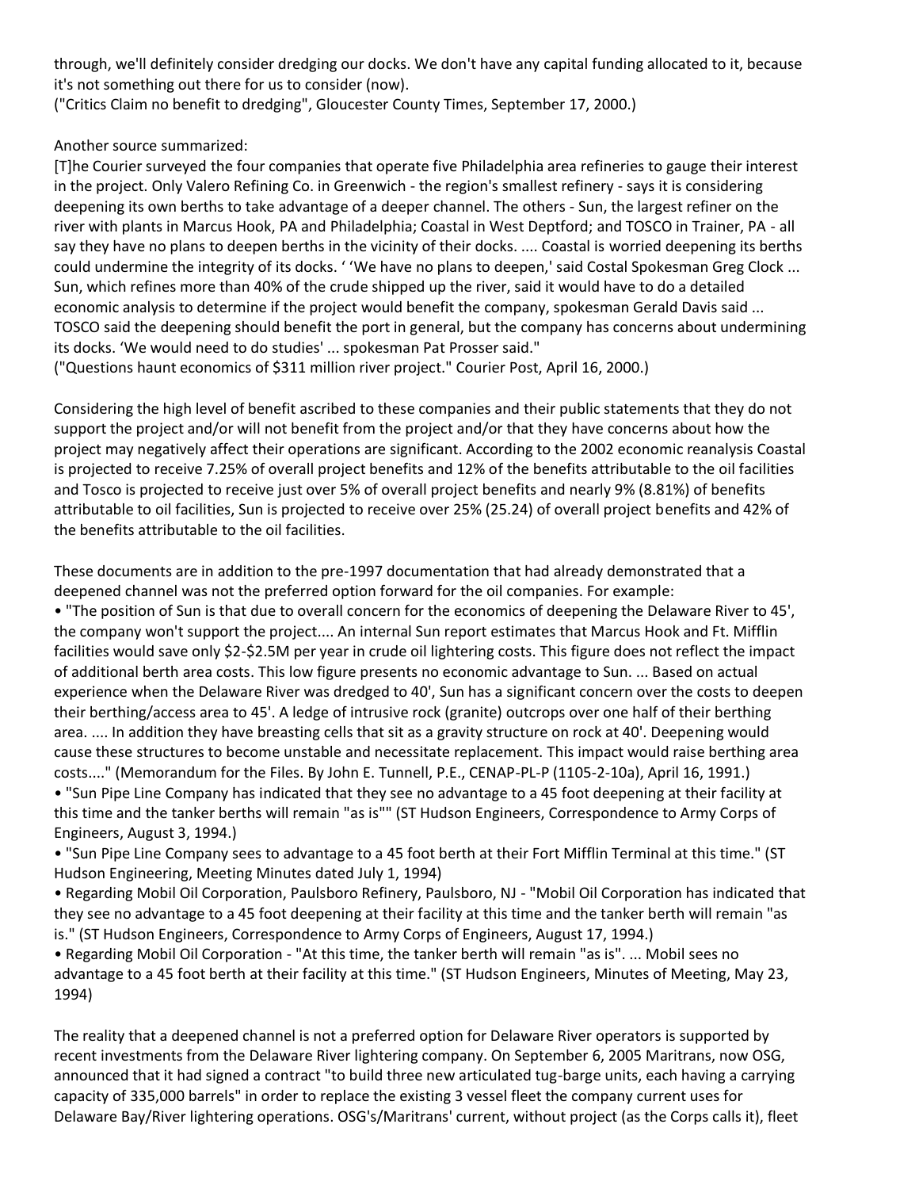through, we'll definitely consider dredging our docks. We don't have any capital funding allocated to it, because it's not something out there for us to consider (now).
("Critics Claim no benefit to dredging", Gloucester County Times, September 17, 2000.)

Another source summarized:
[T]he Courier surveyed the four companies that operate five Philadelphia area refineries to gauge their interest in the project. Only Valero Refining Co. in Greenwich - the region's smallest refinery - says it is considering deepening its own berths to take advantage of a deeper channel. The others - Sun, the largest refiner on the river with plants in Marcus Hook, PA and Philadelphia; Coastal in West Deptford; and TOSCO in Trainer, PA - all say they have no plans to deepen berths in the vicinity of their docks. .... Coastal is worried deepening its berths could undermine the integrity of its docks. ' 'We have no plans to deepen,' said Costal Spokesman Greg Clock ... Sun, which refines more than 40% of the crude shipped up the river, said it would have to do a detailed economic analysis to determine if the project would benefit the company, spokesman Gerald Davis said ... TOSCO said the deepening should benefit the port in general, but the company has concerns about undermining its docks. 'We would need to do studies' ... spokesman Pat Prosser said."
("Questions haunt economics of $311 million river project." Courier Post, April 16, 2000.)

Considering the high level of benefit ascribed to these companies and their public statements that they do not support the project and/or will not benefit from the project and/or that they have concerns about how the project may negatively affect their operations are significant. According to the 2002 economic reanalysis Coastal is projected to receive 7.25% of overall project benefits and 12% of the benefits attributable to the oil facilities and Tosco is projected to receive just over 5% of overall project benefits and nearly 9% (8.81%) of benefits attributable to oil facilities, Sun is projected to receive over 25% (25.24) of overall project benefits and 42% of the benefits attributable to the oil facilities.

These documents are in addition to the pre-1997 documentation that had already demonstrated that a deepened channel was not the preferred option forward for the oil companies. For example:

- "The position of Sun is that due to overall concern for the economics of deepening the Delaware River to 45', the company won't support the project.... An internal Sun report estimates that Marcus Hook and Ft. Mifflin facilities would save only $2-$2.5M per year in crude oil lightering costs. This figure does not reflect the impact of additional berth area costs. This low figure presents no economic advantage to Sun. ... Based on actual experience when the Delaware River was dredged to 40', Sun has a significant concern over the costs to deepen their berthing/access area to 45'. A ledge of intrusive rock (granite) outcrops over one half of their berthing area. .... In addition they have breasting cells that sit as a gravity structure on rock at 40'. Deepening would cause these structures to become unstable and necessitate replacement. This impact would raise berthing area costs...." (Memorandum for the Files. By John E. Tunnell, P.E., CENAP-PL-P (1105-2-10a), April 16, 1991.)
- "Sun Pipe Line Company has indicated that they see no advantage to a 45 foot deepening at their facility at this time and the tanker berths will remain "as is"" (ST Hudson Engineers, Correspondence to Army Corps of Engineers, August 3, 1994.)
- "Sun Pipe Line Company sees to advantage to a 45 foot berth at their Fort Mifflin Terminal at this time." (ST Hudson Engineering, Meeting Minutes dated July 1, 1994)
- Regarding Mobil Oil Corporation, Paulsboro Refinery, Paulsboro, NJ - "Mobil Oil Corporation has indicated that they see no advantage to a 45 foot deepening at their facility at this time and the tanker berth will remain "as is." (ST Hudson Engineers, Correspondence to Army Corps of Engineers, August 17, 1994.)
- Regarding Mobil Oil Corporation - "At this time, the tanker berth will remain "as is". ... Mobil sees no advantage to a 45 foot berth at their facility at this time." (ST Hudson Engineers, Minutes of Meeting, May 23, 1994)

The reality that a deepened channel is not a preferred option for Delaware River operators is supported by recent investments from the Delaware River lightering company. On September 6, 2005 Maritrans, now OSG, announced that it had signed a contract "to build three new articulated tug-barge units, each having a carrying capacity of 335,000 barrels" in order to replace the existing 3 vessel fleet the company current uses for Delaware Bay/River lightering operations. OSG's/Maritrans' current, without project (as the Corps calls it), fleet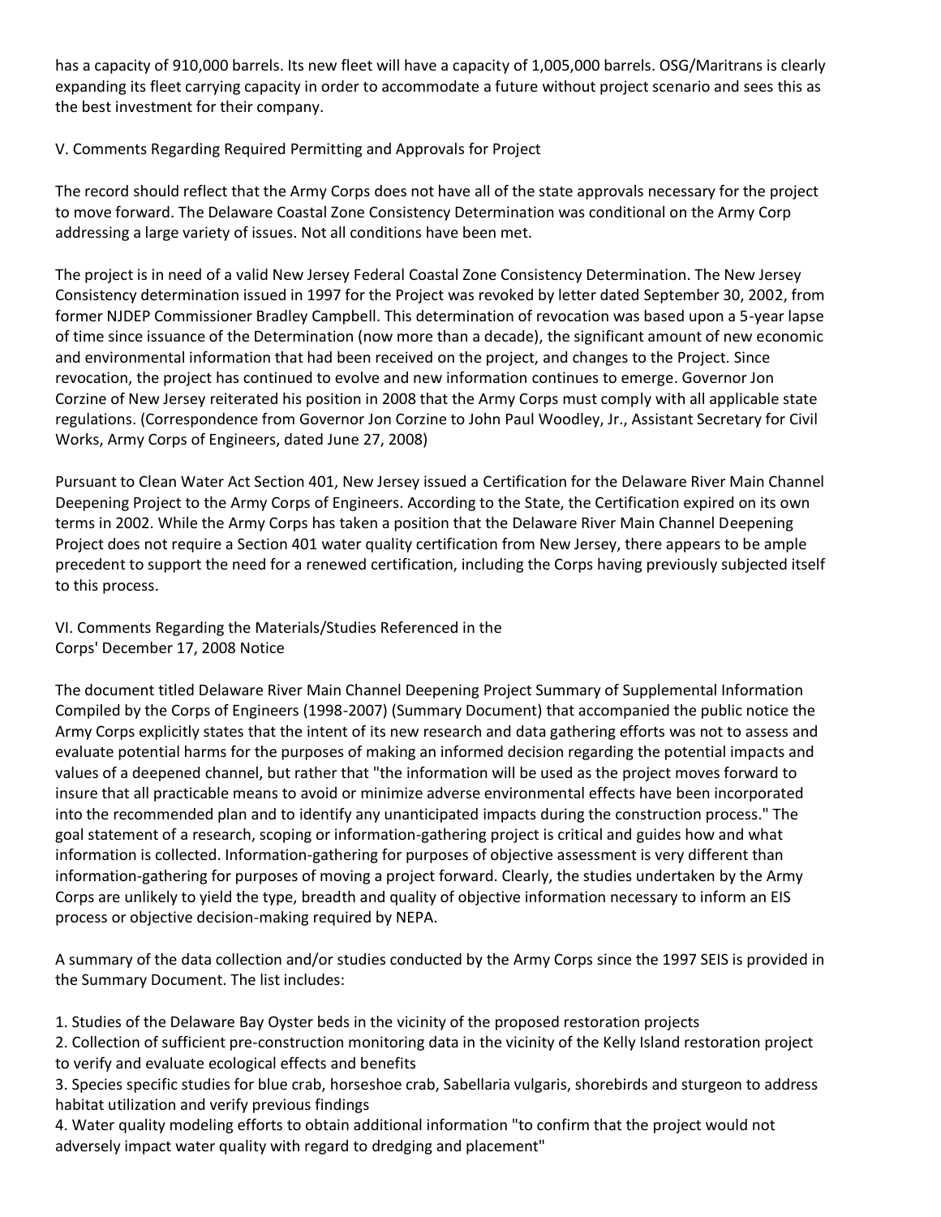has a capacity of 910,000 barrels. Its new fleet will have a capacity of 1,005,000 barrels. OSG/Maritrans is clearly expanding its fleet carrying capacity in order to accommodate a future without project scenario and sees this as the best investment for their company.

## V. Comments Regarding Required Permitting and Approvals for Project

The record should reflect that the Army Corps does not have all of the state approvals necessary for the project to move forward. The Delaware Coastal Zone Consistency Determination was conditional on the Army Corp addressing a large variety of issues. Not all conditions have been met.

The project is in need of a valid New Jersey Federal Coastal Zone Consistency Determination. The New Jersey Consistency determination issued in 1997 for the Project was revoked by letter dated September 30, 2002, from former NJDEP Commissioner Bradley Campbell. This determination of revocation was based upon a 5-year lapse of time since issuance of the Determination (now more than a decade), the significant amount of new economic and environmental information that had been received on the project, and changes to the Project. Since revocation, the project has continued to evolve and new information continues to emerge. Governor Jon Corzine of New Jersey reiterated his position in 2008 that the Army Corps must comply with all applicable state regulations. (Correspondence from Governor Jon Corzine to John Paul Woodley, Jr., Assistant Secretary for Civil Works, Army Corps of Engineers, dated June 27, 2008)

Pursuant to Clean Water Act Section 401, New Jersey issued a Certification for the Delaware River Main Channel Deepening Project to the Army Corps of Engineers. According to the State, the Certification expired on its own terms in 2002. While the Army Corps has taken a position that the Delaware River Main Channel Deepening Project does not require a Section 401 water quality certification from New Jersey, there appears to be ample precedent to support the need for a renewed certification, including the Corps having previously subjected itself to this process.

## VI. Comments Regarding the Materials/Studies Referenced in the Corps' December 17, 2008 Notice

The document titled Delaware River Main Channel Deepening Project Summary of Supplemental Information Compiled by the Corps of Engineers (1998-2007) (Summary Document) that accompanied the public notice the Army Corps explicitly states that the intent of its new research and data gathering efforts was not to assess and evaluate potential harms for the purposes of making an informed decision regarding the potential impacts and values of a deepened channel, but rather that "the information will be used as the project moves forward to insure that all practicable means to avoid or minimize adverse environmental effects have been incorporated into the recommended plan and to identify any unanticipated impacts during the construction process." The goal statement of a research, scoping or information-gathering project is critical and guides how and what information is collected. Information-gathering for purposes of objective assessment is very different than information-gathering for purposes of moving a project forward. Clearly, the studies undertaken by the Army Corps are unlikely to yield the type, breadth and quality of objective information necessary to inform an EIS process or objective decision-making required by NEPA.

A summary of the data collection and/or studies conducted by the Army Corps since the 1997 SEIS is provided in the Summary Document. The list includes:

1. Studies of the Delaware Bay Oyster beds in the vicinity of the proposed restoration projects
2. Collection of sufficient pre-construction monitoring data in the vicinity of the Kelly Island restoration project to verify and evaluate ecological effects and benefits
3. Species specific studies for blue crab, horseshoe crab, Sabellaria vulgaris, shorebirds and sturgeon to address habitat utilization and verify previous findings
4. Water quality modeling efforts to obtain additional information "to confirm that the project would not adversely impact water quality with regard to dredging and placement"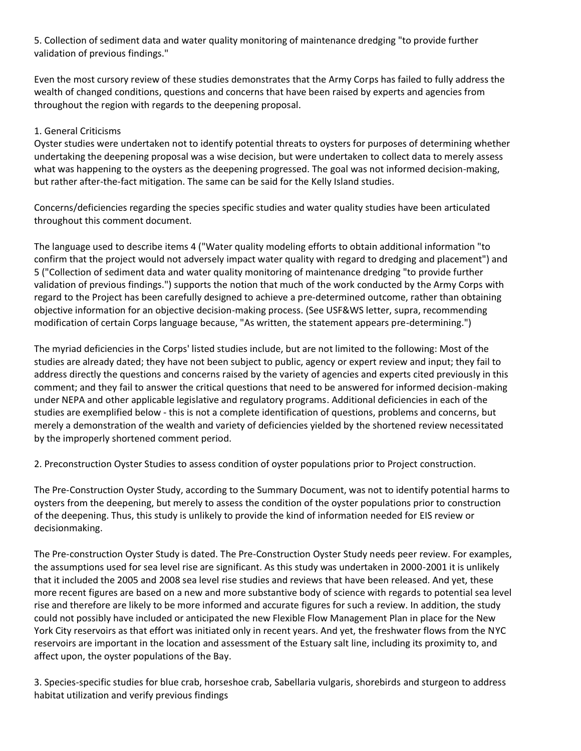5. Collection of sediment data and water quality monitoring of maintenance dredging "to provide further validation of previous findings."

Even the most cursory review of these studies demonstrates that the Army Corps has failed to fully address the wealth of changed conditions, questions and concerns that have been raised by experts and agencies from throughout the region with regards to the deepening proposal.

1. General Criticisms

Oyster studies were undertaken not to identify potential threats to oysters for purposes of determining whether undertaking the deepening proposal was a wise decision, but were undertaken to collect data to merely assess what was happening to the oysters as the deepening progressed. The goal was not informed decision-making, but rather after-the-fact mitigation. The same can be said for the Kelly Island studies.

Concerns/deficiencies regarding the species specific studies and water quality studies have been articulated throughout this comment document.

The language used to describe items 4 ("Water quality modeling efforts to obtain additional information "to confirm that the project would not adversely impact water quality with regard to dredging and placement") and 5 ("Collection of sediment data and water quality monitoring of maintenance dredging "to provide further validation of previous findings.") supports the notion that much of the work conducted by the Army Corps with regard to the Project has been carefully designed to achieve a pre-determined outcome, rather than obtaining objective information for an objective decision-making process. (See USF&WS letter, supra, recommending modification of certain Corps language because, "As written, the statement appears pre-determining.")

The myriad deficiencies in the Corps' listed studies include, but are not limited to the following: Most of the studies are already dated; they have not been subject to public, agency or expert review and input; they fail to address directly the questions and concerns raised by the variety of agencies and experts cited previously in this comment; and they fail to answer the critical questions that need to be answered for informed decision-making under NEPA and other applicable legislative and regulatory programs. Additional deficiencies in each of the studies are exemplified below - this is not a complete identification of questions, problems and concerns, but merely a demonstration of the wealth and variety of deficiencies yielded by the shortened review necessitated by the improperly shortened comment period.

2. Preconstruction Oyster Studies to assess condition of oyster populations prior to Project construction.

The Pre-Construction Oyster Study, according to the Summary Document, was not to identify potential harms to oysters from the deepening, but merely to assess the condition of the oyster populations prior to construction of the deepening. Thus, this study is unlikely to provide the kind of information needed for EIS review or decisionmaking.

The Pre-construction Oyster Study is dated. The Pre-Construction Oyster Study needs peer review. For examples, the assumptions used for sea level rise are significant. As this study was undertaken in 2000-2001 it is unlikely that it included the 2005 and 2008 sea level rise studies and reviews that have been released. And yet, these more recent figures are based on a new and more substantive body of science with regards to potential sea level rise and therefore are likely to be more informed and accurate figures for such a review. In addition, the study could not possibly have included or anticipated the new Flexible Flow Management Plan in place for the New York City reservoirs as that effort was initiated only in recent years. And yet, the freshwater flows from the NYC reservoirs are important in the location and assessment of the Estuary salt line, including its proximity to, and affect upon, the oyster populations of the Bay.

3. Species-specific studies for blue crab, horseshoe crab, Sabellaria vulgaris, shorebirds and sturgeon to address habitat utilization and verify previous findings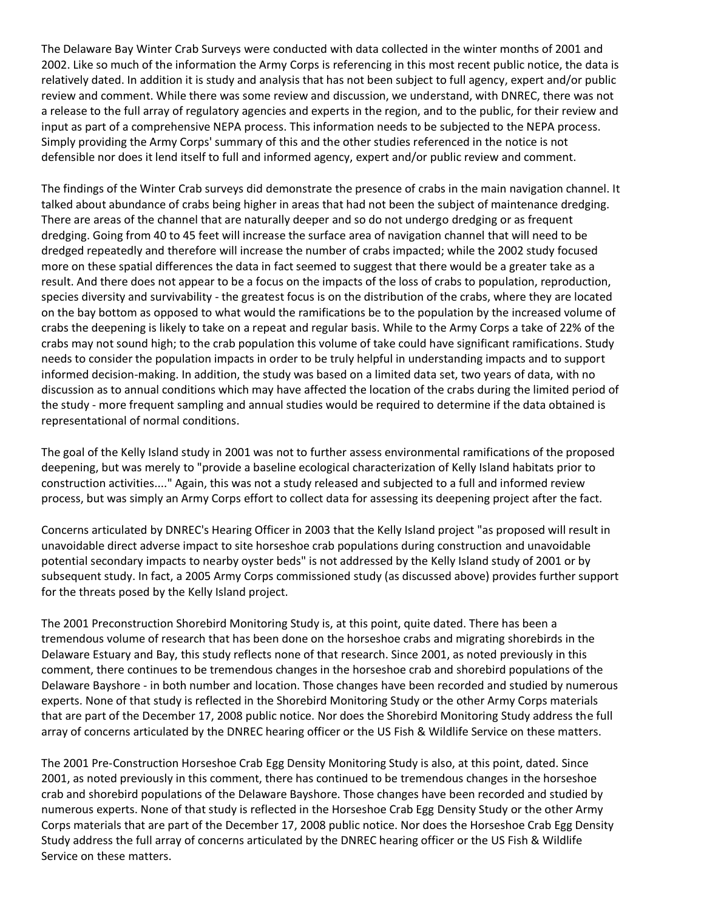The Delaware Bay Winter Crab Surveys were conducted with data collected in the winter months of 2001 and 2002. Like so much of the information the Army Corps is referencing in this most recent public notice, the data is relatively dated. In addition it is study and analysis that has not been subject to full agency, expert and/or public review and comment. While there was some review and discussion, we understand, with DNREC, there was not a release to the full array of regulatory agencies and experts in the region, and to the public, for their review and input as part of a comprehensive NEPA process. This information needs to be subjected to the NEPA process. Simply providing the Army Corps' summary of this and the other studies referenced in the notice is not defensible nor does it lend itself to full and informed agency, expert and/or public review and comment.

The findings of the Winter Crab surveys did demonstrate the presence of crabs in the main navigation channel. It talked about abundance of crabs being higher in areas that had not been the subject of maintenance dredging. There are areas of the channel that are naturally deeper and so do not undergo dredging or as frequent dredging. Going from 40 to 45 feet will increase the surface area of navigation channel that will need to be dredged repeatedly and therefore will increase the number of crabs impacted; while the 2002 study focused more on these spatial differences the data in fact seemed to suggest that there would be a greater take as a result. And there does not appear to be a focus on the impacts of the loss of crabs to population, reproduction, species diversity and survivability - the greatest focus is on the distribution of the crabs, where they are located on the bay bottom as opposed to what would the ramifications be to the population by the increased volume of crabs the deepening is likely to take on a repeat and regular basis. While to the Army Corps a take of 22% of the crabs may not sound high; to the crab population this volume of take could have significant ramifications. Study needs to consider the population impacts in order to be truly helpful in understanding impacts and to support informed decision-making. In addition, the study was based on a limited data set, two years of data, with no discussion as to annual conditions which may have affected the location of the crabs during the limited period of the study - more frequent sampling and annual studies would be required to determine if the data obtained is representational of normal conditions.

The goal of the Kelly Island study in 2001 was not to further assess environmental ramifications of the proposed deepening, but was merely to "provide a baseline ecological characterization of Kelly Island habitats prior to construction activities...." Again, this was not a study released and subjected to a full and informed review process, but was simply an Army Corps effort to collect data for assessing its deepening project after the fact.

Concerns articulated by DNREC's Hearing Officer in 2003 that the Kelly Island project "as proposed will result in unavoidable direct adverse impact to site horseshoe crab populations during construction and unavoidable potential secondary impacts to nearby oyster beds" is not addressed by the Kelly Island study of 2001 or by subsequent study. In fact, a 2005 Army Corps commissioned study (as discussed above) provides further support for the threats posed by the Kelly Island project.

The 2001 Preconstruction Shorebird Monitoring Study is, at this point, quite dated. There has been a tremendous volume of research that has been done on the horseshoe crabs and migrating shorebirds in the Delaware Estuary and Bay, this study reflects none of that research. Since 2001, as noted previously in this comment, there continues to be tremendous changes in the horseshoe crab and shorebird populations of the Delaware Bayshore - in both number and location. Those changes have been recorded and studied by numerous experts. None of that study is reflected in the Shorebird Monitoring Study or the other Army Corps materials that are part of the December 17, 2008 public notice. Nor does the Shorebird Monitoring Study address the full array of concerns articulated by the DNREC hearing officer or the US Fish & Wildlife Service on these matters.

The 2001 Pre-Construction Horseshoe Crab Egg Density Monitoring Study is also, at this point, dated. Since 2001, as noted previously in this comment, there has continued to be tremendous changes in the horseshoe crab and shorebird populations of the Delaware Bayshore. Those changes have been recorded and studied by numerous experts. None of that study is reflected in the Horseshoe Crab Egg Density Study or the other Army Corps materials that are part of the December 17, 2008 public notice. Nor does the Horseshoe Crab Egg Density Study address the full array of concerns articulated by the DNREC hearing officer or the US Fish & Wildlife Service on these matters.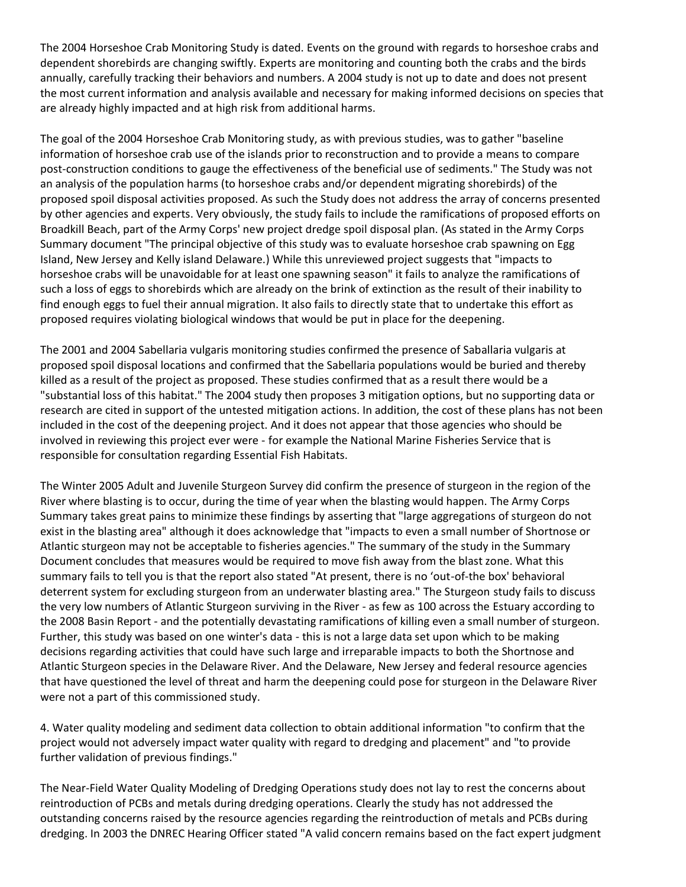The 2004 Horseshoe Crab Monitoring Study is dated. Events on the ground with regards to horseshoe crabs and dependent shorebirds are changing swiftly. Experts are monitoring and counting both the crabs and the birds annually, carefully tracking their behaviors and numbers. A 2004 study is not up to date and does not present the most current information and analysis available and necessary for making informed decisions on species that are already highly impacted and at high risk from additional harms.

The goal of the 2004 Horseshoe Crab Monitoring study, as with previous studies, was to gather "baseline information of horseshoe crab use of the islands prior to reconstruction and to provide a means to compare post-construction conditions to gauge the effectiveness of the beneficial use of sediments." The Study was not an analysis of the population harms (to horseshoe crabs and/or dependent migrating shorebirds) of the proposed spoil disposal activities proposed. As such the Study does not address the array of concerns presented by other agencies and experts. Very obviously, the study fails to include the ramifications of proposed efforts on Broadkill Beach, part of the Army Corps' new project dredge spoil disposal plan. (As stated in the Army Corps Summary document "The principal objective of this study was to evaluate horseshoe crab spawning on Egg Island, New Jersey and Kelly island Delaware.) While this unreviewed project suggests that "impacts to horseshoe crabs will be unavoidable for at least one spawning season" it fails to analyze the ramifications of such a loss of eggs to shorebirds which are already on the brink of extinction as the result of their inability to find enough eggs to fuel their annual migration. It also fails to directly state that to undertake this effort as proposed requires violating biological windows that would be put in place for the deepening.

The 2001 and 2004 Sabellaria vulgaris monitoring studies confirmed the presence of Saballaria vulgaris at proposed spoil disposal locations and confirmed that the Sabellaria populations would be buried and thereby killed as a result of the project as proposed. These studies confirmed that as a result there would be a "substantial loss of this habitat." The 2004 study then proposes 3 mitigation options, but no supporting data or research are cited in support of the untested mitigation actions. In addition, the cost of these plans has not been included in the cost of the deepening project. And it does not appear that those agencies who should be involved in reviewing this project ever were - for example the National Marine Fisheries Service that is responsible for consultation regarding Essential Fish Habitats.

The Winter 2005 Adult and Juvenile Sturgeon Survey did confirm the presence of sturgeon in the region of the River where blasting is to occur, during the time of year when the blasting would happen. The Army Corps Summary takes great pains to minimize these findings by asserting that "large aggregations of sturgeon do not exist in the blasting area" although it does acknowledge that "impacts to even a small number of Shortnose or Atlantic sturgeon may not be acceptable to fisheries agencies." The summary of the study in the Summary Document concludes that measures would be required to move fish away from the blast zone. What this summary fails to tell you is that the report also stated "At present, there is no 'out-of-the box' behavioral deterrent system for excluding sturgeon from an underwater blasting area." The Sturgeon study fails to discuss the very low numbers of Atlantic Sturgeon surviving in the River - as few as 100 across the Estuary according to the 2008 Basin Report - and the potentially devastating ramifications of killing even a small number of sturgeon. Further, this study was based on one winter's data - this is not a large data set upon which to be making decisions regarding activities that could have such large and irreparable impacts to both the Shortnose and Atlantic Sturgeon species in the Delaware River. And the Delaware, New Jersey and federal resource agencies that have questioned the level of threat and harm the deepening could pose for sturgeon in the Delaware River were not a part of this commissioned study.

4. Water quality modeling and sediment data collection to obtain additional information "to confirm that the project would not adversely impact water quality with regard to dredging and placement" and "to provide further validation of previous findings."

The Near-Field Water Quality Modeling of Dredging Operations study does not lay to rest the concerns about reintroduction of PCBs and metals during dredging operations. Clearly the study has not addressed the outstanding concerns raised by the resource agencies regarding the reintroduction of metals and PCBs during dredging. In 2003 the DNREC Hearing Officer stated "A valid concern remains based on the fact expert judgment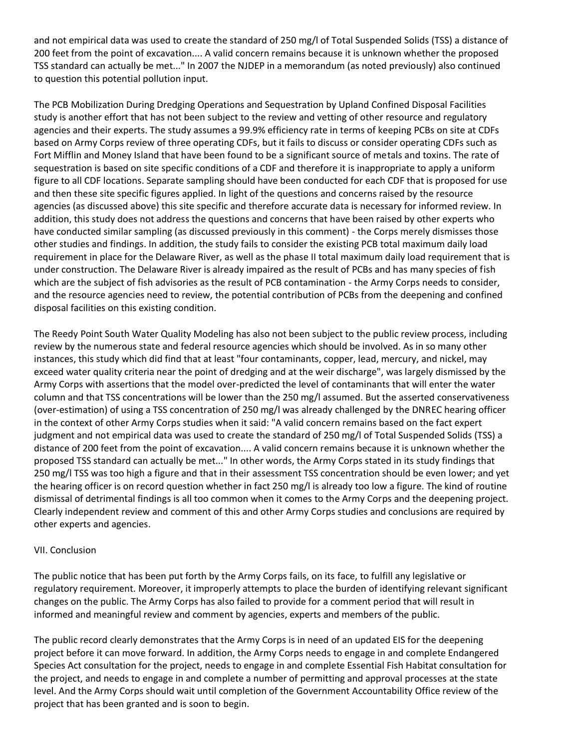and not empirical data was used to create the standard of 250 mg/l of Total Suspended Solids (TSS) a distance of 200 feet from the point of excavation.... A valid concern remains because it is unknown whether the proposed TSS standard can actually be met..." In 2007 the NJDEP in a memorandum (as noted previously) also continued to question this potential pollution input.

The PCB Mobilization During Dredging Operations and Sequestration by Upland Confined Disposal Facilities study is another effort that has not been subject to the review and vetting of other resource and regulatory agencies and their experts. The study assumes a 99.9% efficiency rate in terms of keeping PCBs on site at CDFs based on Army Corps review of three operating CDFs, but it fails to discuss or consider operating CDFs such as Fort Mifflin and Money Island that have been found to be a significant source of metals and toxins. The rate of sequestration is based on site specific conditions of a CDF and therefore it is inappropriate to apply a uniform figure to all CDF locations. Separate sampling should have been conducted for each CDF that is proposed for use and then these site specific figures applied. In light of the questions and concerns raised by the resource agencies (as discussed above) this site specific and therefore accurate data is necessary for informed review. In addition, this study does not address the questions and concerns that have been raised by other experts who have conducted similar sampling (as discussed previously in this comment) - the Corps merely dismisses those other studies and findings. In addition, the study fails to consider the existing PCB total maximum daily load requirement in place for the Delaware River, as well as the phase II total maximum daily load requirement that is under construction. The Delaware River is already impaired as the result of PCBs and has many species of fish which are the subject of fish advisories as the result of PCB contamination - the Army Corps needs to consider, and the resource agencies need to review, the potential contribution of PCBs from the deepening and confined disposal facilities on this existing condition.

The Reedy Point South Water Quality Modeling has also not been subject to the public review process, including review by the numerous state and federal resource agencies which should be involved. As in so many other instances, this study which did find that at least "four contaminants, copper, lead, mercury, and nickel, may exceed water quality criteria near the point of dredging and at the weir discharge", was largely dismissed by the Army Corps with assertions that the model over-predicted the level of contaminants that will enter the water column and that TSS concentrations will be lower than the 250 mg/l assumed. But the asserted conservativeness (over-estimation) of using a TSS concentration of 250 mg/l was already challenged by the DNREC hearing officer in the context of other Army Corps studies when it said: "A valid concern remains based on the fact expert judgment and not empirical data was used to create the standard of 250 mg/l of Total Suspended Solids (TSS) a distance of 200 feet from the point of excavation.... A valid concern remains because it is unknown whether the proposed TSS standard can actually be met..." In other words, the Army Corps stated in its study findings that 250 mg/l TSS was too high a figure and that in their assessment TSS concentration should be even lower; and yet the hearing officer is on record question whether in fact 250 mg/l is already too low a figure. The kind of routine dismissal of detrimental findings is all too common when it comes to the Army Corps and the deepening project. Clearly independent review and comment of this and other Army Corps studies and conclusions are required by other experts and agencies.

VII. Conclusion

The public notice that has been put forth by the Army Corps fails, on its face, to fulfill any legislative or regulatory requirement. Moreover, it improperly attempts to place the burden of identifying relevant significant changes on the public. The Army Corps has also failed to provide for a comment period that will result in informed and meaningful review and comment by agencies, experts and members of the public.

The public record clearly demonstrates that the Army Corps is in need of an updated EIS for the deepening project before it can move forward. In addition, the Army Corps needs to engage in and complete Endangered Species Act consultation for the project, needs to engage in and complete Essential Fish Habitat consultation for the project, and needs to engage in and complete a number of permitting and approval processes at the state level. And the Army Corps should wait until completion of the Government Accountability Office review of the project that has been granted and is soon to begin.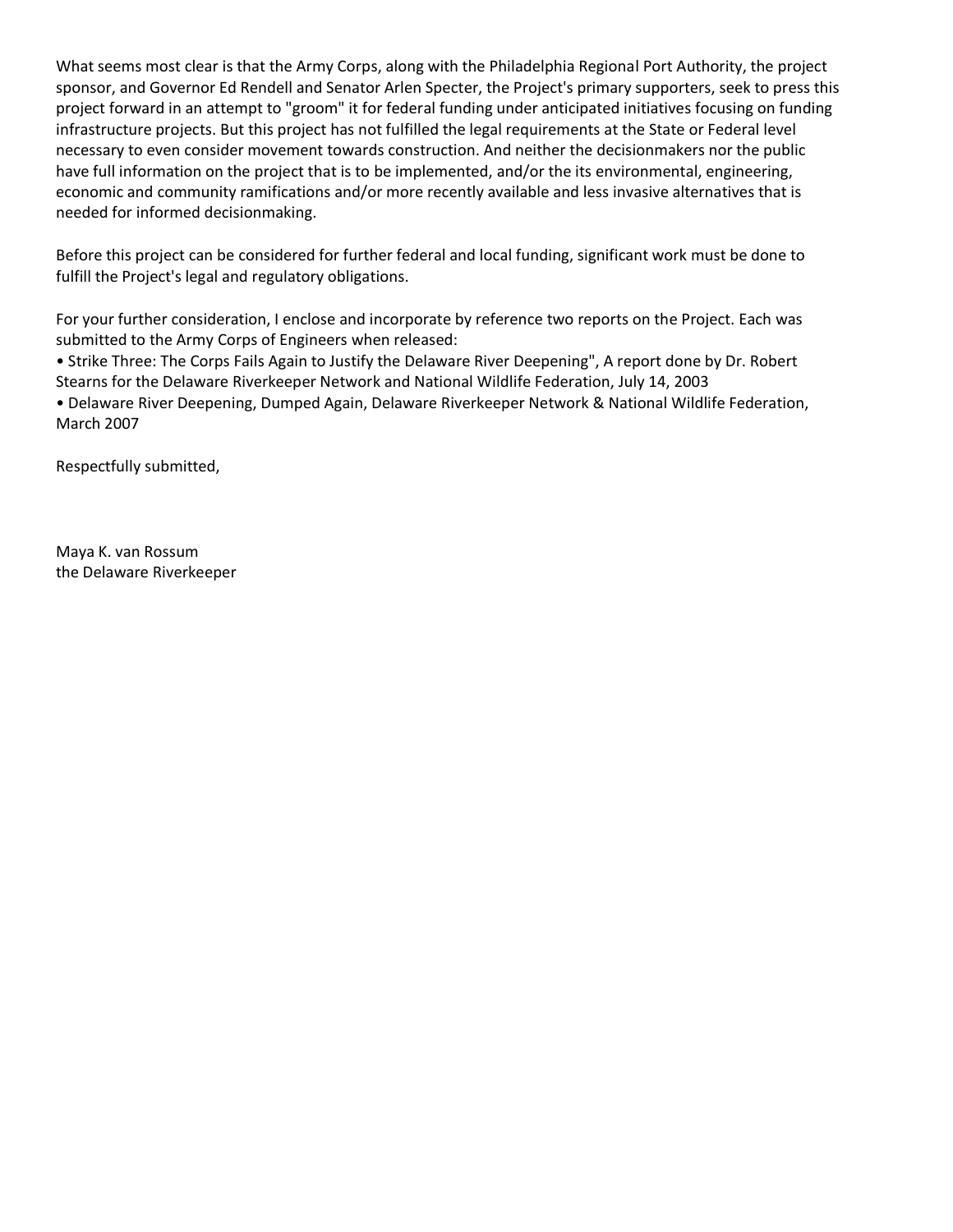What seems most clear is that the Army Corps, along with the Philadelphia Regional Port Authority, the project sponsor, and Governor Ed Rendell and Senator Arlen Specter, the Project's primary supporters, seek to press this project forward in an attempt to "groom" it for federal funding under anticipated initiatives focusing on funding infrastructure projects. But this project has not fulfilled the legal requirements at the State or Federal level necessary to even consider movement towards construction. And neither the decisionmakers nor the public have full information on the project that is to be implemented, and/or the its environmental, engineering, economic and community ramifications and/or more recently available and less invasive alternatives that is needed for informed decisionmaking.

Before this project can be considered for further federal and local funding, significant work must be done to fulfill the Project's legal and regulatory obligations.

For your further consideration, I enclose and incorporate by reference two reports on the Project. Each was submitted to the Army Corps of Engineers when released:

- Strike Three: The Corps Fails Again to Justify the Delaware River Deepening", A report done by Dr. Robert Stearns for the Delaware Riverkeeper Network and National Wildlife Federation, July 14, 2003
- Delaware River Deepening, Dumped Again, Delaware Riverkeeper Network & National Wildlife Federation, March 2007

Respectfully submitted,

Maya K. van Rossum
the Delaware Riverkeeper